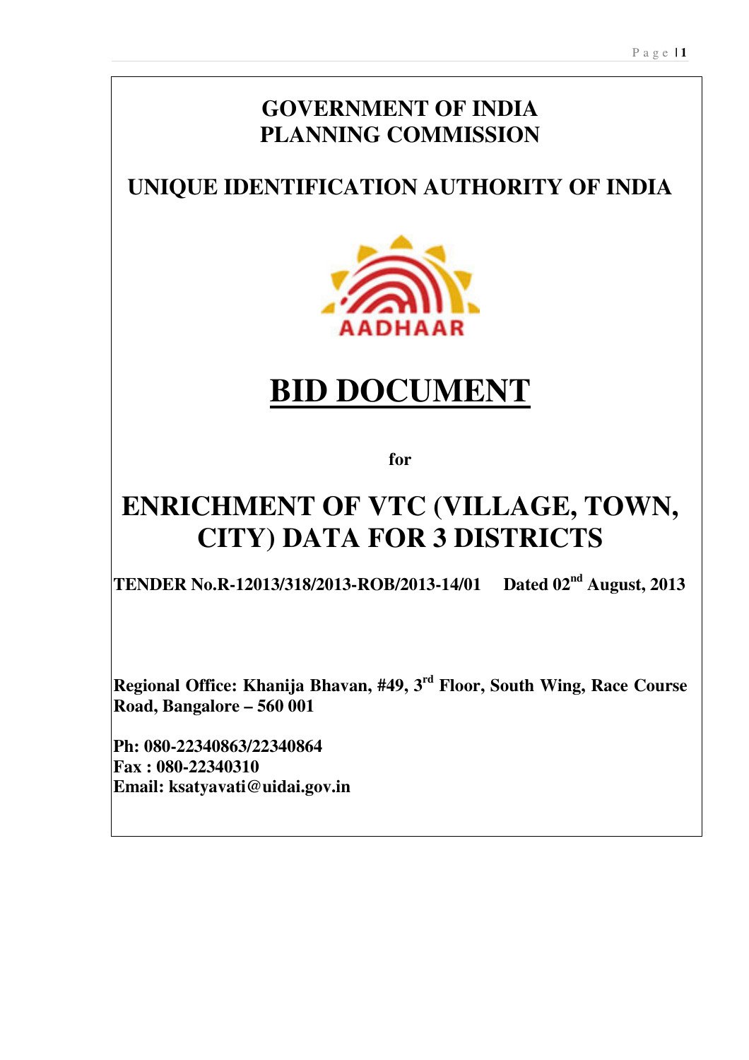# GOVERNMENT OF INDIA
# PLANNING COMMISSION

## UNIQUE IDENTIFICATION AUTHORITY OF INDIA

AADHAAR

# BID DOCUMENT

**for**

# ENRICHMENT OF VTC (VILLAGE, TOWN, CITY) DATA FOR 3 DISTRICTS

**TENDER No.R-12013/318/2013-ROB/2013-14/01 Dated 02nd August, 2013**

**Regional Office: Khanija Bhavan, #49, 3rd Floor, South Wing, Race Course Road, Bangalore – 560 001**

**Ph: 080-22340863/22340864**
**Fax : 080-22340310**
**Email: ksatyavati@uidai.gov.in**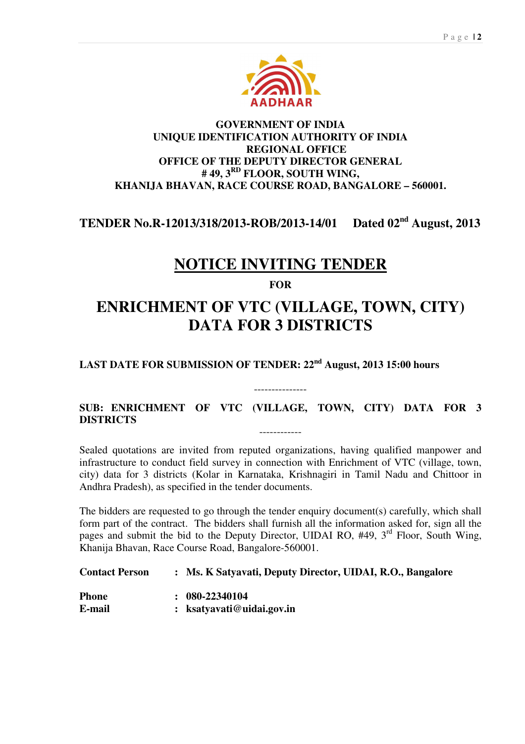**GOVERNMENT OF INDIA**
**UNIQUE IDENTIFICATION AUTHORITY OF INDIA**
**REGIONAL OFFICE**
**OFFICE OF THE DEPUTY DIRECTOR GENERAL**
**# 49, 3RD FLOOR, SOUTH WING,**
**KHANIJA BHAVAN, RACE COURSE ROAD, BANGALORE – 560001.**

**TENDER No.R-12013/318/2013-ROB/2013-14/01 Dated 02nd August, 2013**

# NOTICE INVITING TENDER

**FOR**

# ENRICHMENT OF VTC (VILLAGE, TOWN, CITY) DATA FOR 3 DISTRICTS

**LAST DATE FOR SUBMISSION OF TENDER: 22nd August, 2013 15:00 hours**

---------------

**SUB: ENRICHMENT OF VTC (VILLAGE, TOWN, CITY) DATA FOR 3 DISTRICTS**

------------

Sealed quotations are invited from reputed organizations, having qualified manpower and infrastructure to conduct field survey in connection with Enrichment of VTC (village, town, city) data for 3 districts (Kolar in Karnataka, Krishnagiri in Tamil Nadu and Chittoor in Andhra Pradesh), as specified in the tender documents.

The bidders are requested to go through the tender enquiry document(s) carefully, which shall form part of the contract. The bidders shall furnish all the information asked for, sign all the pages and submit the bid to the Deputy Director, UIDAI RO, #49, 3rd Floor, South Wing, Khanija Bhavan, Race Course Road, Bangalore-560001.

| | | |
|---|---|---|
| **Contact Person** | : | **Ms. K Satyavati, Deputy Director, UIDAI, R.O., Bangalore** |
| **Phone** | : | **080-22340104** |
| **E-mail** | : | **ksatyavati@uidai.gov.in** |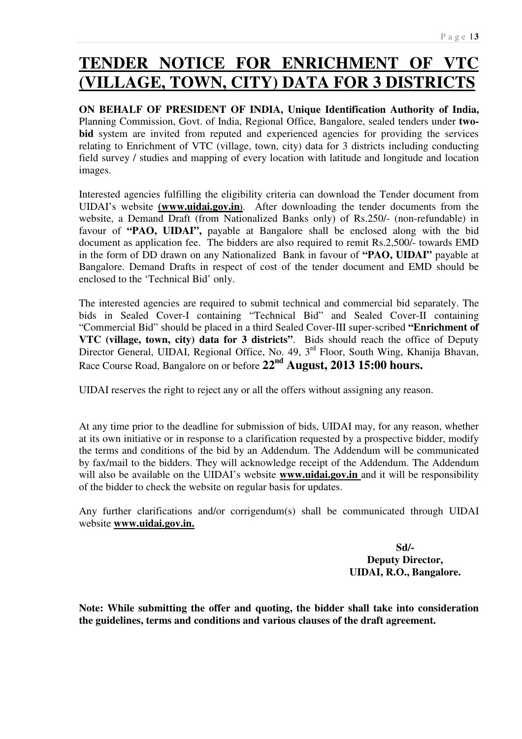# TENDER NOTICE FOR ENRICHMENT OF VTC (VILLAGE, TOWN, CITY) DATA FOR 3 DISTRICTS

**ON BEHALF OF PRESIDENT OF INDIA, Unique Identification Authority of India,** Planning Commission, Govt. of India, Regional Office, Bangalore, sealed tenders under **two-bid** system are invited from reputed and experienced agencies for providing the services relating to Enrichment of VTC (village, town, city) data for 3 districts including conducting field survey / studies and mapping of every location with latitude and longitude and location images.

Interested agencies fulfilling the eligibility criteria can download the Tender document from UIDAI's website **(www.uidai.gov.in)**. After downloading the tender documents from the website, a Demand Draft (from Nationalized Banks only) of Rs.250/- (non-refundable) in favour of **"PAO, UIDAI",** payable at Bangalore shall be enclosed along with the bid document as application fee. The bidders are also required to remit Rs.2,500/- towards EMD in the form of DD drawn on any Nationalized Bank in favour of **"PAO, UIDAI"** payable at Bangalore. Demand Drafts in respect of cost of the tender document and EMD should be enclosed to the 'Technical Bid' only.

The interested agencies are required to submit technical and commercial bid separately. The bids in Sealed Cover-I containing "Technical Bid" and Sealed Cover-II containing "Commercial Bid" should be placed in a third Sealed Cover-III super-scribed **"Enrichment of VTC (village, town, city) data for 3 districts"**. Bids should reach the office of Deputy Director General, UIDAI, Regional Office, No. 49, 3rd Floor, South Wing, Khanija Bhavan, Race Course Road, Bangalore on or before **22nd August, 2013 15:00 hours.**

UIDAI reserves the right to reject any or all the offers without assigning any reason.

At any time prior to the deadline for submission of bids, UIDAI may, for any reason, whether at its own initiative or in response to a clarification requested by a prospective bidder, modify the terms and conditions of the bid by an Addendum. The Addendum will be communicated by fax/mail to the bidders. They will acknowledge receipt of the Addendum. The Addendum will also be available on the UIDAI's website **www.uidai.gov.in** and it will be responsibility of the bidder to check the website on regular basis for updates.

Any further clarifications and/or corrigendum(s) shall be communicated through UIDAI website **www.uidai.gov.in.**

**Sd/-**
**Deputy Director,**
**UIDAI, R.O., Bangalore.**

**Note: While submitting the offer and quoting, the bidder shall take into consideration the guidelines, terms and conditions and various clauses of the draft agreement.**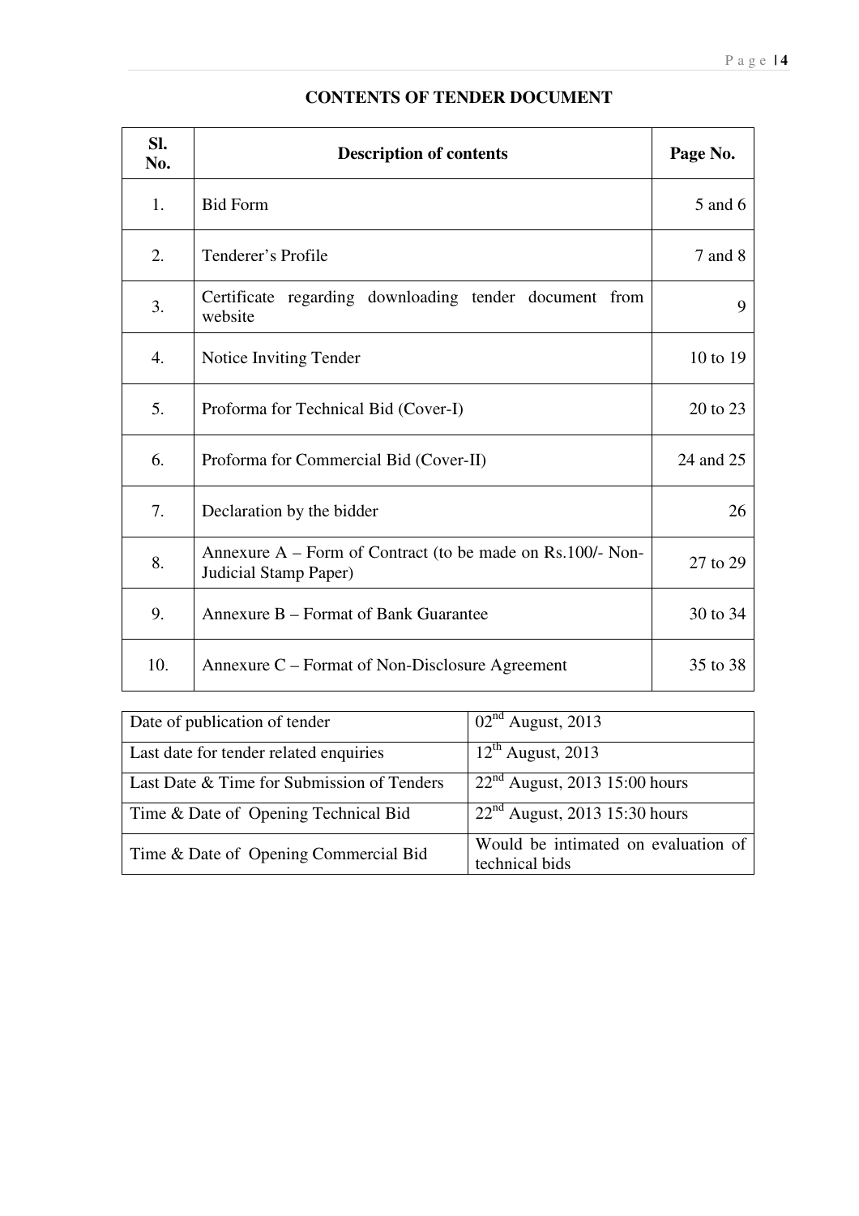## CONTENTS OF TENDER DOCUMENT

| Sl. No. | Description of contents | Page No. |
|---|---|---|
| 1. | Bid Form | 5 and 6 |
| 2. | Tenderer's Profile | 7 and 8 |
| 3. | Certificate regarding downloading tender document from website | 9 |
| 4. | Notice Inviting Tender | 10 to 19 |
| 5. | Proforma for Technical Bid (Cover-I) | 20 to 23 |
| 6. | Proforma for Commercial Bid (Cover-II) | 24 and 25 |
| 7. | Declaration by the bidder | 26 |
| 8. | Annexure A – Form of Contract (to be made on Rs.100/- Non-Judicial Stamp Paper) | 27 to 29 |
| 9. | Annexure B – Format of Bank Guarantee | 30 to 34 |
| 10. | Annexure C – Format of Non-Disclosure Agreement | 35 to 38 |

| | |
|---|---|
| Date of publication of tender | 02nd August, 2013 |
| Last date for tender related enquiries | 12th August, 2013 |
| Last Date & Time for Submission of Tenders | 22nd August, 2013 15:00 hours |
| Time & Date of Opening Technical Bid | 22nd August, 2013 15:30 hours |
| Time & Date of Opening Commercial Bid | Would be intimated on evaluation of technical bids |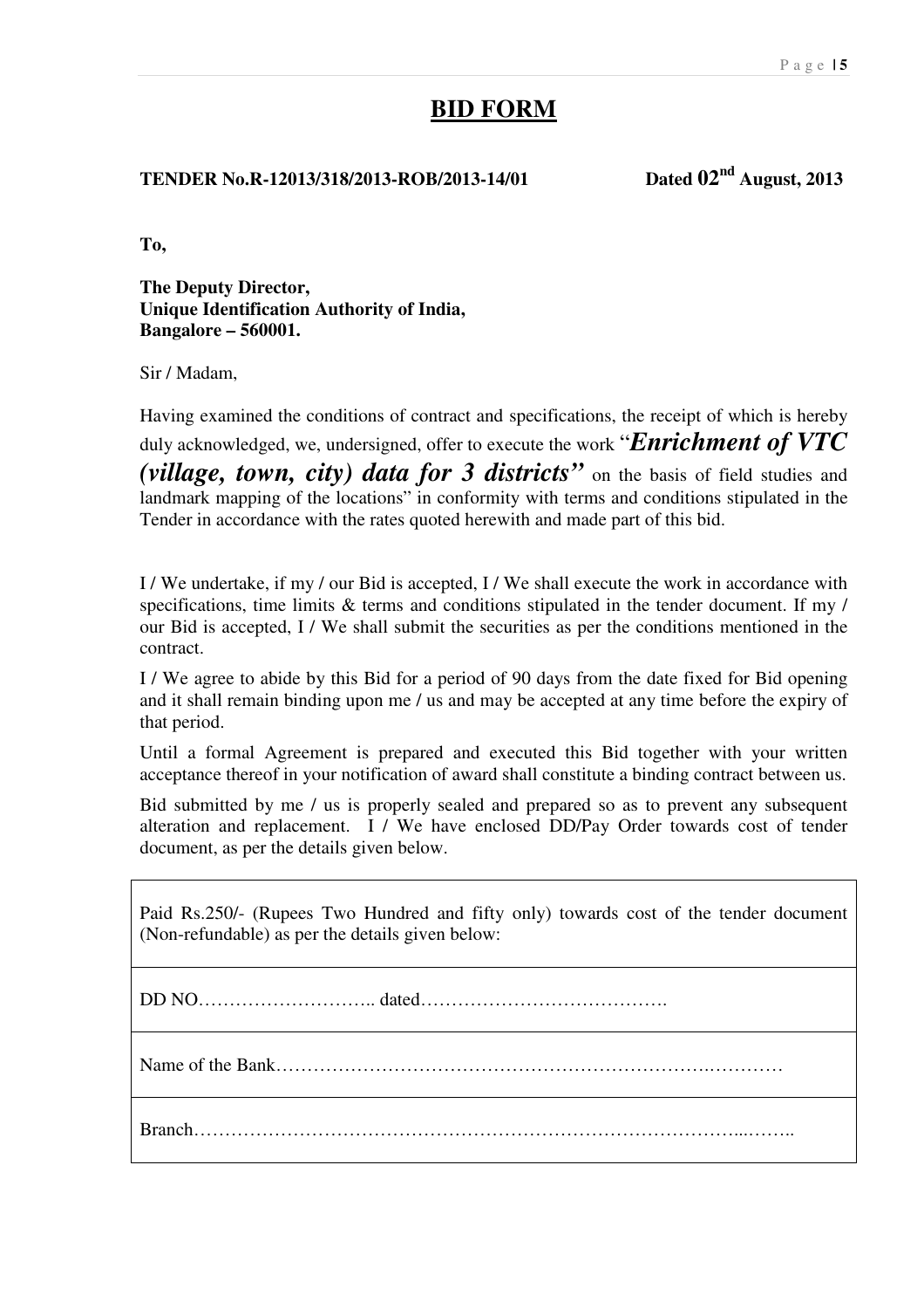# BID FORM

**TENDER No.R-12013/318/2013-ROB/2013-14/01** **Dated 02nd August, 2013**

**To,**

**The Deputy Director,**
**Unique Identification Authority of India,**
**Bangalore – 560001.**

Sir / Madam,

Having examined the conditions of contract and specifications, the receipt of which is hereby duly acknowledged, we, undersigned, offer to execute the work "***Enrichment of VTC (village, town, city) data for 3 districts"*** on the basis of field studies and landmark mapping of the locations" in conformity with terms and conditions stipulated in the Tender in accordance with the rates quoted herewith and made part of this bid.

I / We undertake, if my / our Bid is accepted, I / We shall execute the work in accordance with specifications, time limits & terms and conditions stipulated in the tender document. If my / our Bid is accepted, I / We shall submit the securities as per the conditions mentioned in the contract.

I / We agree to abide by this Bid for a period of 90 days from the date fixed for Bid opening and it shall remain binding upon me / us and may be accepted at any time before the expiry of that period.

Until a formal Agreement is prepared and executed this Bid together with your written acceptance thereof in your notification of award shall constitute a binding contract between us.

Bid submitted by me / us is properly sealed and prepared so as to prevent any subsequent alteration and replacement. I / We have enclosed DD/Pay Order towards cost of tender document, as per the details given below.

| |
|---|
| Paid Rs.250/- (Rupees Two Hundred and fifty only) towards cost of the tender document (Non-refundable) as per the details given below: |
| DD NO……………………….. dated…………………………………. |
| Name of the Bank……………………………………………………….………… |
| Branch……………………………………………………………………………...…….. |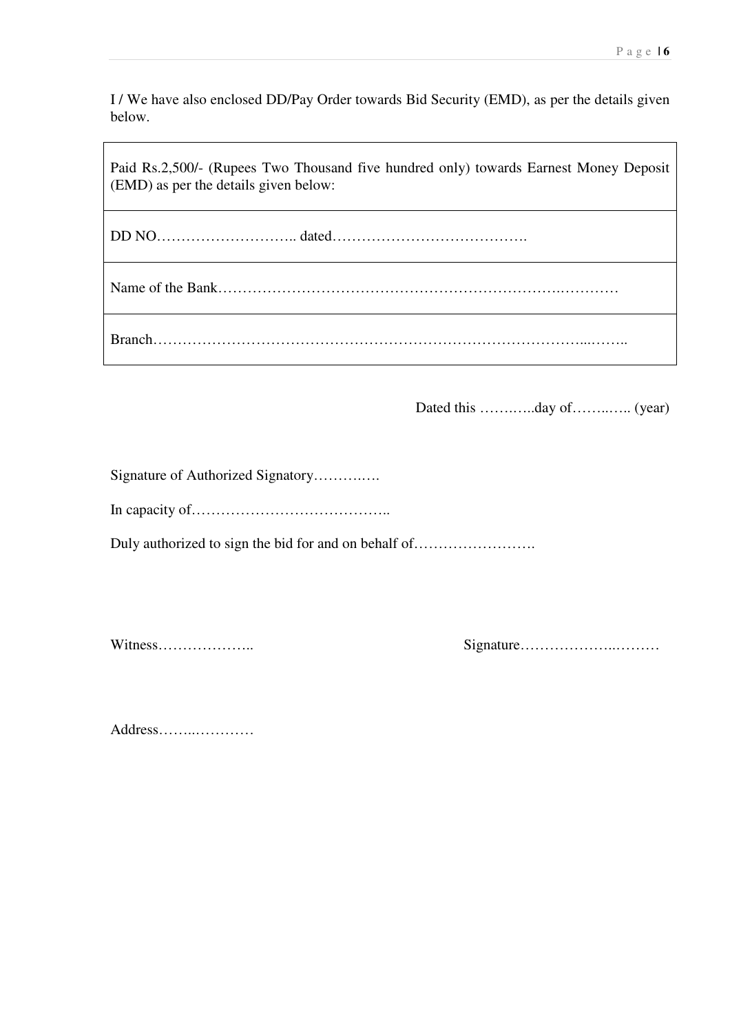I / We have also enclosed DD/Pay Order towards Bid Security (EMD), as per the details given below.

| |
|---|
| Paid Rs.2,500/- (Rupees Two Thousand five hundred only) towards Earnest Money Deposit (EMD) as per the details given below: |
| DD NO……………………….. dated…………………………………. |
| Name of the Bank……………………………………………………….………… |
| Branch……………………………………………………………………………...…….. |

Dated this ……..…..day of……..….. (year)

Signature of Authorized Signatory……….….

In capacity of…………………………………..

Duly authorized to sign the bid for and on behalf of…………………….

Witness………………..

Signature………………..………

Address……..…………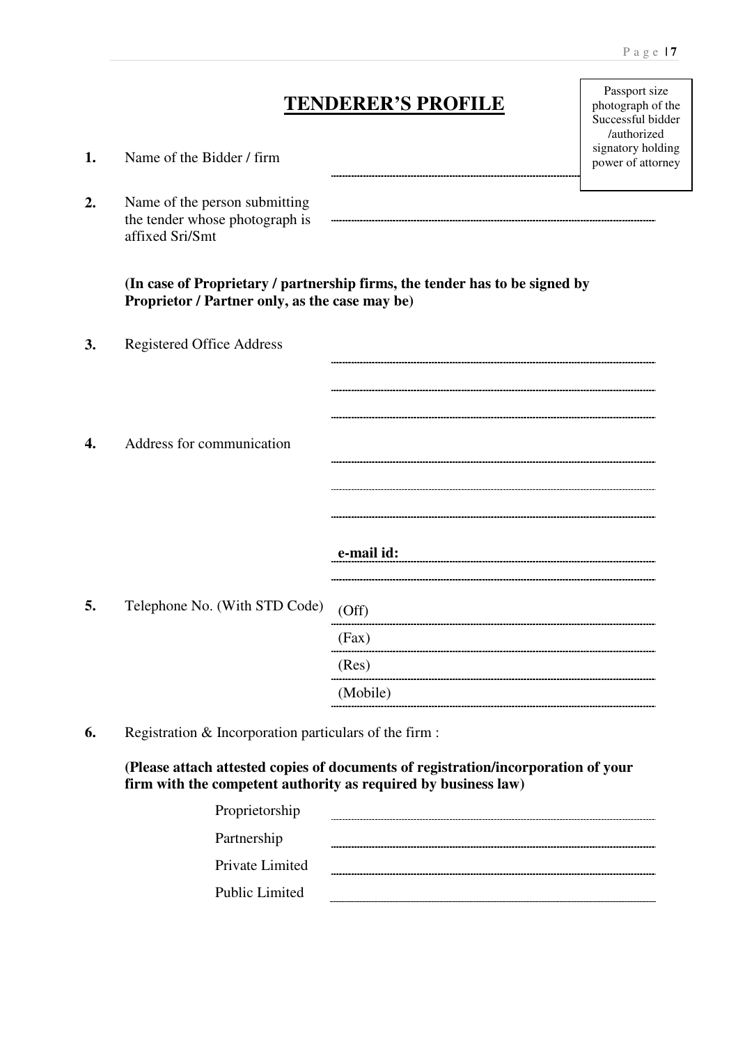# TENDERER'S PROFILE

Passport size photograph of the Successful bidder /authorized signatory holding power of attorney

**1.** Name of the Bidder / firm ..............................................

**2.** Name of the person submitting the tender whose photograph is affixed Sri/Smt ..............................................

**(In case of Proprietary / partnership firms, the tender has to be signed by Proprietor / Partner only, as the case may be)**

**3.** Registered Office Address ..............................................

..............................................

..............................................

**4.** Address for communication ..............................................

..............................................

..............................................

**e-mail id:** ..............................................

..............................................

**5.** Telephone No. (With STD Code)

(Off) ..............................................

(Fax) ..............................................

(Res) ..............................................

(Mobile) ..............................................

**6.** Registration & Incorporation particulars of the firm :

**(Please attach attested copies of documents of registration/incorporation of your firm with the competent authority as required by business law)**

Proprietorship ..............................................

Partnership ..............................................

Private Limited ..............................................

Public Limited ..............................................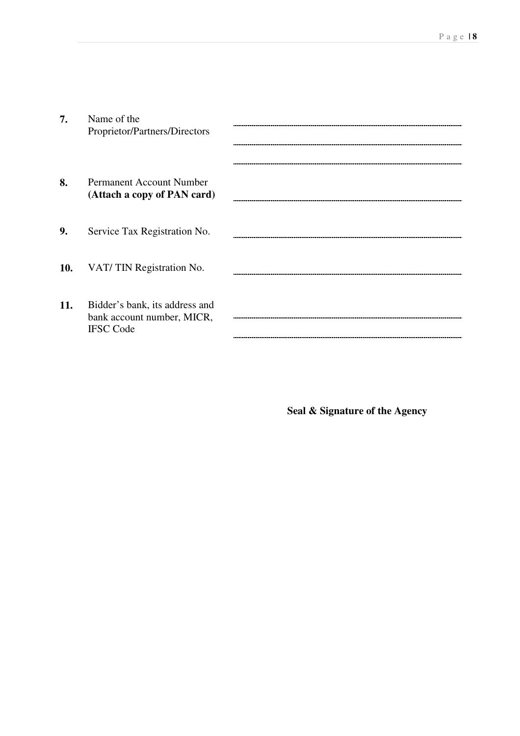| | | |
|---|---|---|
| **7.** | Name of the Proprietor/Partners/Directors | ........................................................ |
| | | ........................................................ |
| | | ........................................................ |
| **8.** | Permanent Account Number **(Attach a copy of PAN card)** | ........................................................ |
| **9.** | Service Tax Registration No. | ........................................................ |
| **10.** | VAT/ TIN Registration No. | ........................................................ |
| **11.** | Bidder's bank, its address and bank account number, MICR, IFSC Code | ........................................................ |
| | | ........................................................ |

**Seal & Signature of the Agency**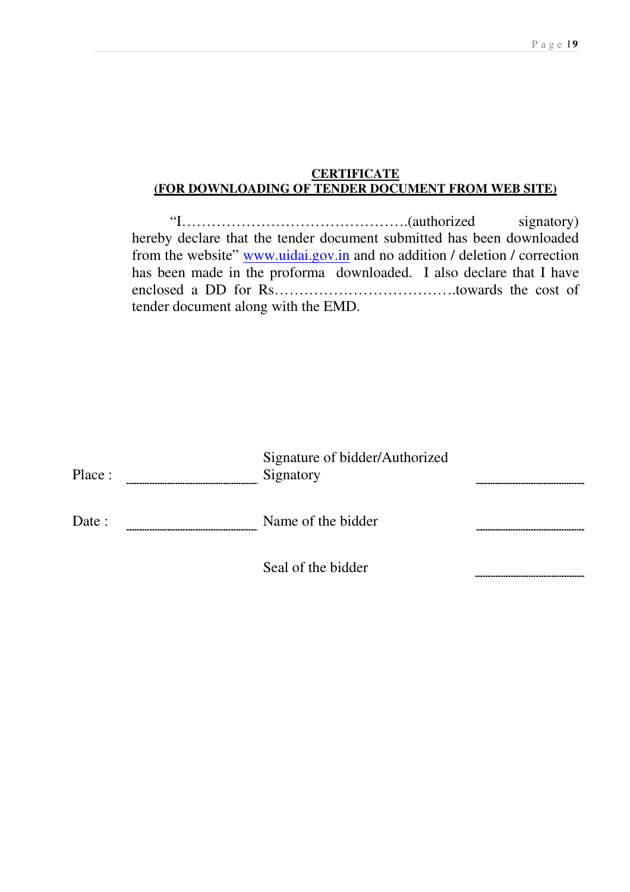**CERTIFICATE**

**(FOR DOWNLOADING OF TENDER DOCUMENT FROM WEB SITE)**

"I……………………………………….(authorized signatory) hereby declare that the tender document submitted has been downloaded from the website" www.uidai.gov.in and no addition / deletion / correction has been made in the proforma downloaded. I also declare that I have enclosed a DD for Rs……………………………….towards the cost of tender document along with the EMD.

| | | | |
|---|---|---|---|
| Place : | .................................... | Signature of bidder/Authorized Signatory | .................................... |
| Date : | .................................... | Name of the bidder | .................................... |
| | | Seal of the bidder | .................................... |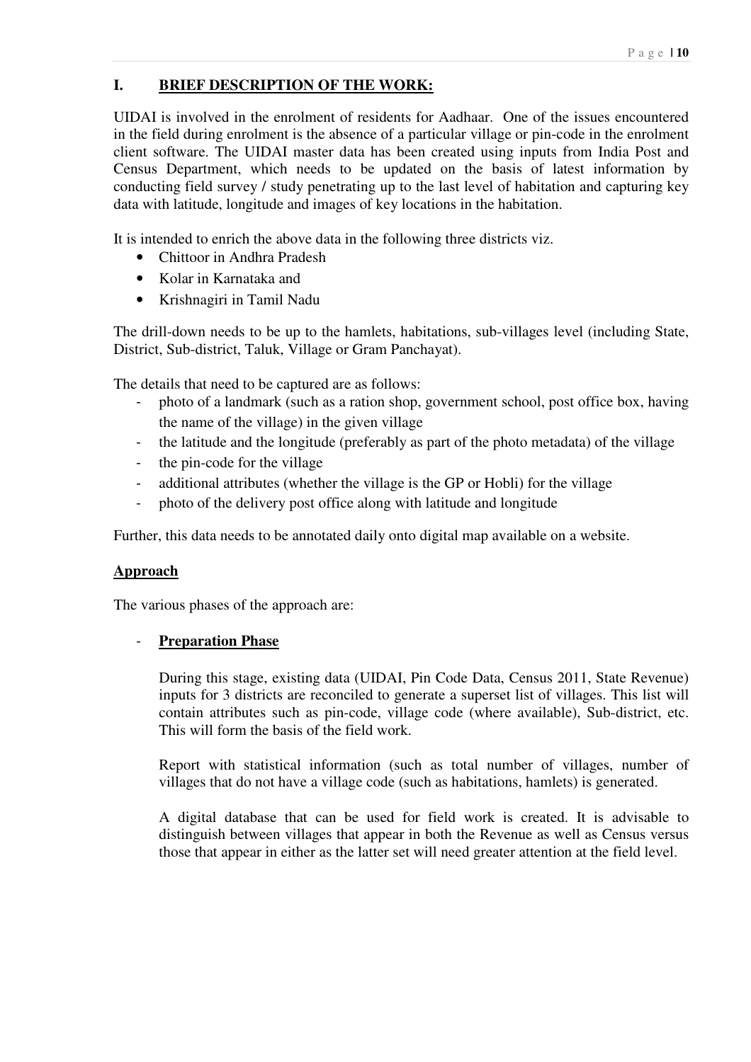## I. BRIEF DESCRIPTION OF THE WORK:

UIDAI is involved in the enrolment of residents for Aadhaar. One of the issues encountered in the field during enrolment is the absence of a particular village or pin-code in the enrolment client software. The UIDAI master data has been created using inputs from India Post and Census Department, which needs to be updated on the basis of latest information by conducting field survey / study penetrating up to the last level of habitation and capturing key data with latitude, longitude and images of key locations in the habitation.

It is intended to enrich the above data in the following three districts viz.

- Chittoor in Andhra Pradesh
- Kolar in Karnataka and
- Krishnagiri in Tamil Nadu

The drill-down needs to be up to the hamlets, habitations, sub-villages level (including State, District, Sub-district, Taluk, Village or Gram Panchayat).

The details that need to be captured are as follows:

- photo of a landmark (such as a ration shop, government school, post office box, having the name of the village) in the given village
- the latitude and the longitude (preferably as part of the photo metadata) of the village
- the pin-code for the village
- additional attributes (whether the village is the GP or Hobli) for the village
- photo of the delivery post office along with latitude and longitude

Further, this data needs to be annotated daily onto digital map available on a website.

**Approach**

The various phases of the approach are:

- **Preparation Phase**

  During this stage, existing data (UIDAI, Pin Code Data, Census 2011, State Revenue) inputs for 3 districts are reconciled to generate a superset list of villages. This list will contain attributes such as pin-code, village code (where available), Sub-district, etc. This will form the basis of the field work.

  Report with statistical information (such as total number of villages, number of villages that do not have a village code (such as habitations, hamlets) is generated.

  A digital database that can be used for field work is created. It is advisable to distinguish between villages that appear in both the Revenue as well as Census versus those that appear in either as the latter set will need greater attention at the field level.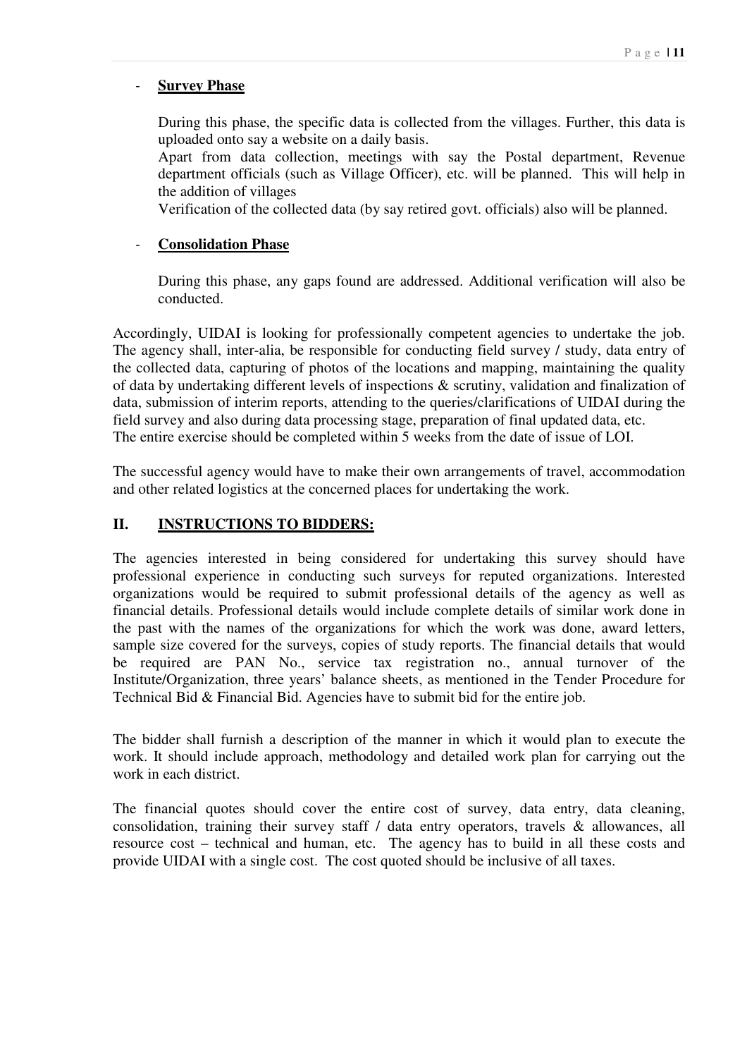- **Survey Phase**

  During this phase, the specific data is collected from the villages. Further, this data is uploaded onto say a website on a daily basis.
  Apart from data collection, meetings with say the Postal department, Revenue department officials (such as Village Officer), etc. will be planned. This will help in the addition of villages
  Verification of the collected data (by say retired govt. officials) also will be planned.

- **Consolidation Phase**

  During this phase, any gaps found are addressed. Additional verification will also be conducted.

Accordingly, UIDAI is looking for professionally competent agencies to undertake the job. The agency shall, inter-alia, be responsible for conducting field survey / study, data entry of the collected data, capturing of photos of the locations and mapping, maintaining the quality of data by undertaking different levels of inspections & scrutiny, validation and finalization of data, submission of interim reports, attending to the queries/clarifications of UIDAI during the field survey and also during data processing stage, preparation of final updated data, etc.
The entire exercise should be completed within 5 weeks from the date of issue of LOI.

The successful agency would have to make their own arrangements of travel, accommodation and other related logistics at the concerned places for undertaking the work.

## II. INSTRUCTIONS TO BIDDERS:

The agencies interested in being considered for undertaking this survey should have professional experience in conducting such surveys for reputed organizations. Interested organizations would be required to submit professional details of the agency as well as financial details. Professional details would include complete details of similar work done in the past with the names of the organizations for which the work was done, award letters, sample size covered for the surveys, copies of study reports. The financial details that would be required are PAN No., service tax registration no., annual turnover of the Institute/Organization, three years' balance sheets, as mentioned in the Tender Procedure for Technical Bid & Financial Bid. Agencies have to submit bid for the entire job.

The bidder shall furnish a description of the manner in which it would plan to execute the work. It should include approach, methodology and detailed work plan for carrying out the work in each district.

The financial quotes should cover the entire cost of survey, data entry, data cleaning, consolidation, training their survey staff / data entry operators, travels & allowances, all resource cost – technical and human, etc. The agency has to build in all these costs and provide UIDAI with a single cost. The cost quoted should be inclusive of all taxes.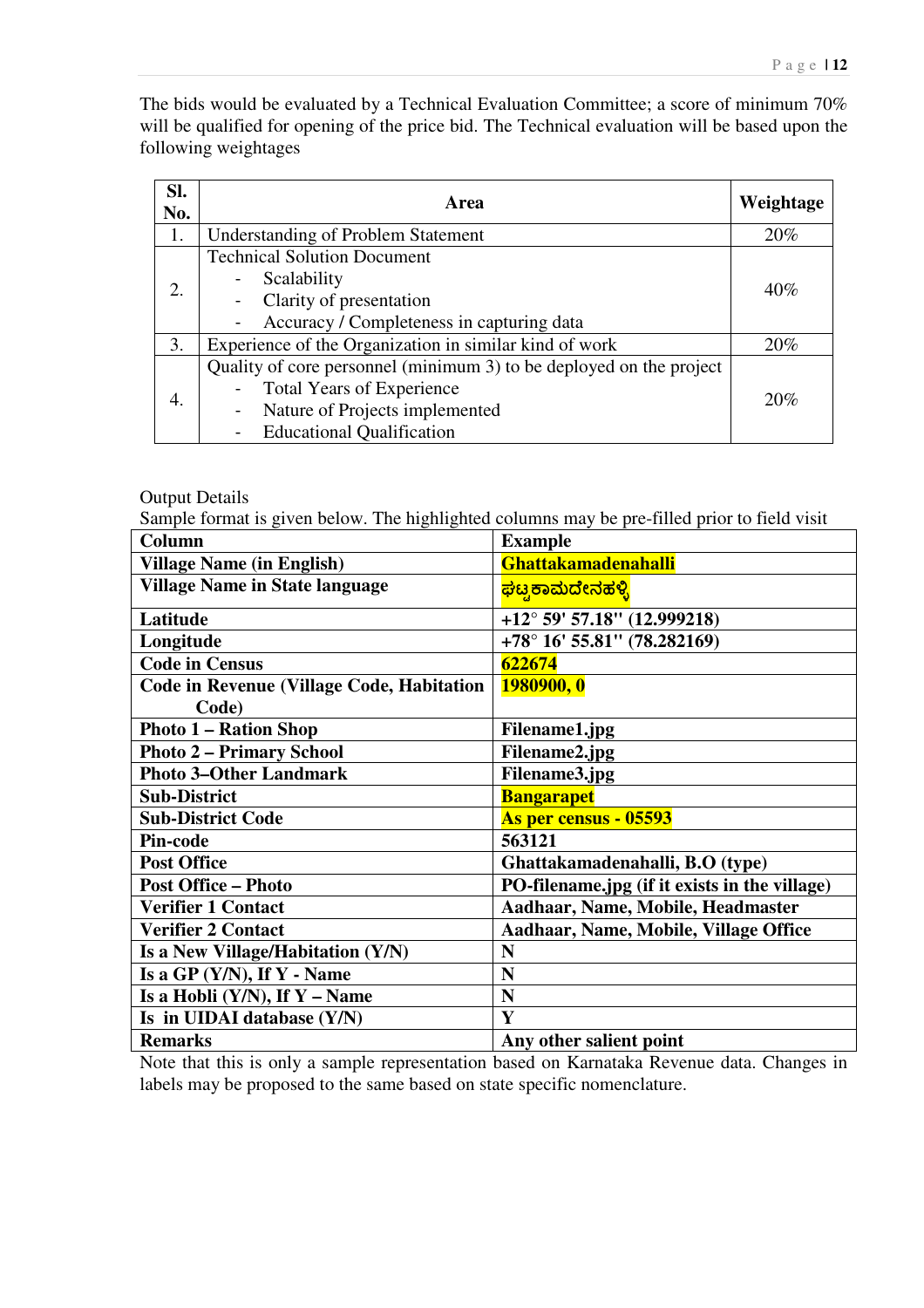The bids would be evaluated by a Technical Evaluation Committee; a score of minimum 70% will be qualified for opening of the price bid. The Technical evaluation will be based upon the following weightages

| Sl. No. | Area | Weightage |
|---|---|---|
| 1. | Understanding of Problem Statement | 20% |
| 2. | Technical Solution Document<br>- Scalability<br>- Clarity of presentation<br>- Accuracy / Completeness in capturing data | 40% |
| 3. | Experience of the Organization in similar kind of work | 20% |
| 4. | Quality of core personnel (minimum 3) to be deployed on the project<br>- Total Years of Experience<br>- Nature of Projects implemented<br>- Educational Qualification | 20% |

Output Details

Sample format is given below. The highlighted columns may be pre-filled prior to field visit

| Column | Example |
|---|---|
| **Village Name (in English)** | **Ghattakamadenahalli** |
| **Village Name in State language** | **ಘಟ್ಟಕಾಮದೇನಹಳ್ಳಿ** |
| **Latitude** | **+12° 59' 57.18" (12.999218)** |
| **Longitude** | **+78° 16' 55.81" (78.282169)** |
| **Code in Census** | **622674** |
| **Code in Revenue (Village Code, Habitation Code)** | **1980900, 0** |
| **Photo 1 – Ration Shop** | **Filename1.jpg** |
| **Photo 2 – Primary School** | **Filename2.jpg** |
| **Photo 3–Other Landmark** | **Filename3.jpg** |
| **Sub-District** | **Bangarapet** |
| **Sub-District Code** | **As per census - 05593** |
| **Pin-code** | **563121** |
| **Post Office** | **Ghattakamadenahalli, B.O (type)** |
| **Post Office – Photo** | **PO-filename.jpg (if it exists in the village)** |
| **Verifier 1 Contact** | **Aadhaar, Name, Mobile, Headmaster** |
| **Verifier 2 Contact** | **Aadhaar, Name, Mobile, Village Office** |
| **Is a New Village/Habitation (Y/N)** | **N** |
| **Is a GP (Y/N), If Y - Name** | **N** |
| **Is a Hobli (Y/N), If Y – Name** | **N** |
| **Is in UIDAI database (Y/N)** | **Y** |
| **Remarks** | **Any other salient point** |

Note that this is only a sample representation based on Karnataka Revenue data. Changes in labels may be proposed to the same based on state specific nomenclature.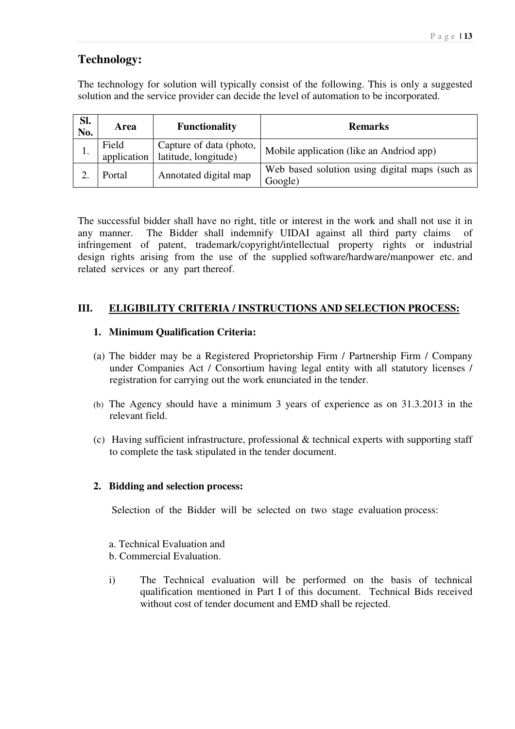## Technology:

The technology for solution will typically consist of the following. This is only a suggested solution and the service provider can decide the level of automation to be incorporated.

| Sl. No. | Area | Functionality | Remarks |
|---|---|---|---|
| 1. | Field application | Capture of data (photo, latitude, longitude) | Mobile application (like an Andriod app) |
| 2. | Portal | Annotated digital map | Web based solution using digital maps (such as Google) |

The successful bidder shall have no right, title or interest in the work and shall not use it in any manner. The Bidder shall indemnify UIDAI against all third party claims of infringement of patent, trademark/copyright/intellectual property rights or industrial design rights arising from the use of the supplied software/hardware/manpower etc. and related services or any part thereof.

## III. ELIGIBILITY CRITERIA / INSTRUCTIONS AND SELECTION PROCESS:

### 1. Minimum Qualification Criteria:

(a) The bidder may be a Registered Proprietorship Firm / Partnership Firm / Company under Companies Act / Consortium having legal entity with all statutory licenses / registration for carrying out the work enunciated in the tender.

(b) The Agency should have a minimum 3 years of experience as on 31.3.2013 in the relevant field.

(c) Having sufficient infrastructure, professional & technical experts with supporting staff to complete the task stipulated in the tender document.

### 2. Bidding and selection process:

Selection of the Bidder will be selected on two stage evaluation process:

a. Technical Evaluation and
b. Commercial Evaluation.

i) The Technical evaluation will be performed on the basis of technical qualification mentioned in Part I of this document. Technical Bids received without cost of tender document and EMD shall be rejected.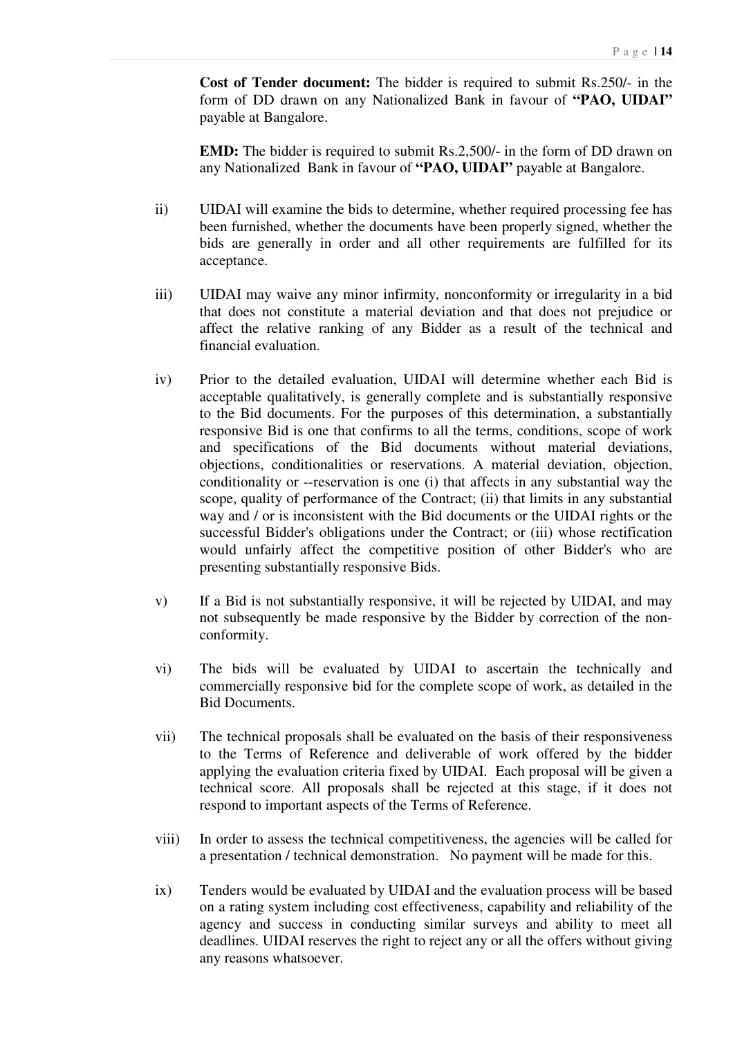**Cost of Tender document:** The bidder is required to submit Rs.250/- in the form of DD drawn on any Nationalized Bank in favour of **"PAO, UIDAI"** payable at Bangalore.

**EMD:** The bidder is required to submit Rs.2,500/- in the form of DD drawn on any Nationalized Bank in favour of **"PAO, UIDAI"** payable at Bangalore.

ii) UIDAI will examine the bids to determine, whether required processing fee has been furnished, whether the documents have been properly signed, whether the bids are generally in order and all other requirements are fulfilled for its acceptance.

iii) UIDAI may waive any minor infirmity, nonconformity or irregularity in a bid that does not constitute a material deviation and that does not prejudice or affect the relative ranking of any Bidder as a result of the technical and financial evaluation.

iv) Prior to the detailed evaluation, UIDAI will determine whether each Bid is acceptable qualitatively, is generally complete and is substantially responsive to the Bid documents. For the purposes of this determination, a substantially responsive Bid is one that confirms to all the terms, conditions, scope of work and specifications of the Bid documents without material deviations, objections, conditionalities or reservations. A material deviation, objection, conditionality or --reservation is one (i) that affects in any substantial way the scope, quality of performance of the Contract; (ii) that limits in any substantial way and / or is inconsistent with the Bid documents or the UIDAI rights or the successful Bidder's obligations under the Contract; or (iii) whose rectification would unfairly affect the competitive position of other Bidder's who are presenting substantially responsive Bids.

v) If a Bid is not substantially responsive, it will be rejected by UIDAI, and may not subsequently be made responsive by the Bidder by correction of the non-conformity.

vi) The bids will be evaluated by UIDAI to ascertain the technically and commercially responsive bid for the complete scope of work, as detailed in the Bid Documents.

vii) The technical proposals shall be evaluated on the basis of their responsiveness to the Terms of Reference and deliverable of work offered by the bidder applying the evaluation criteria fixed by UIDAI. Each proposal will be given a technical score. All proposals shall be rejected at this stage, if it does not respond to important aspects of the Terms of Reference.

viii) In order to assess the technical competitiveness, the agencies will be called for a presentation / technical demonstration. No payment will be made for this.

ix) Tenders would be evaluated by UIDAI and the evaluation process will be based on a rating system including cost effectiveness, capability and reliability of the agency and success in conducting similar surveys and ability to meet all deadlines. UIDAI reserves the right to reject any or all the offers without giving any reasons whatsoever.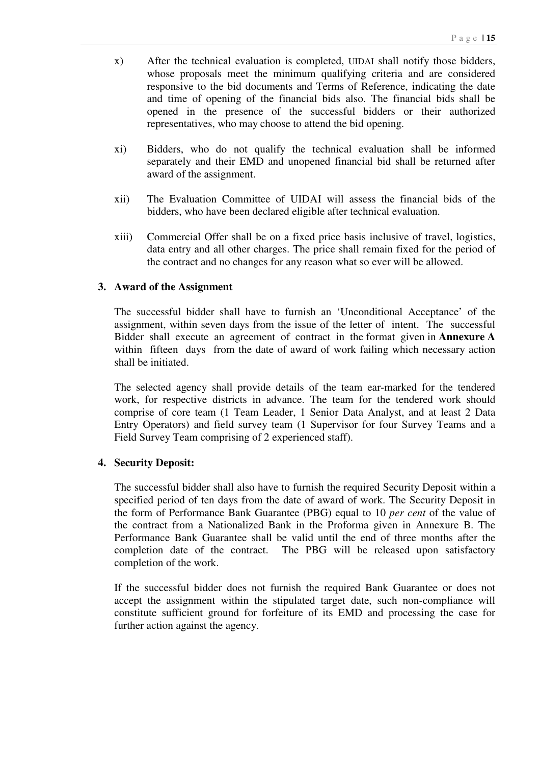x) After the technical evaluation is completed, UIDAI shall notify those bidders, whose proposals meet the minimum qualifying criteria and are considered responsive to the bid documents and Terms of Reference, indicating the date and time of opening of the financial bids also. The financial bids shall be opened in the presence of the successful bidders or their authorized representatives, who may choose to attend the bid opening.

xi) Bidders, who do not qualify the technical evaluation shall be informed separately and their EMD and unopened financial bid shall be returned after award of the assignment.

xii) The Evaluation Committee of UIDAI will assess the financial bids of the bidders, who have been declared eligible after technical evaluation.

xiii) Commercial Offer shall be on a fixed price basis inclusive of travel, logistics, data entry and all other charges. The price shall remain fixed for the period of the contract and no changes for any reason what so ever will be allowed.

### 3. Award of the Assignment

The successful bidder shall have to furnish an 'Unconditional Acceptance' of the assignment, within seven days from the issue of the letter of intent. The successful Bidder shall execute an agreement of contract in the format given in **Annexure A** within fifteen days from the date of award of work failing which necessary action shall be initiated.

The selected agency shall provide details of the team ear-marked for the tendered work, for respective districts in advance. The team for the tendered work should comprise of core team (1 Team Leader, 1 Senior Data Analyst, and at least 2 Data Entry Operators) and field survey team (1 Supervisor for four Survey Teams and a Field Survey Team comprising of 2 experienced staff).

### 4. Security Deposit:

The successful bidder shall also have to furnish the required Security Deposit within a specified period of ten days from the date of award of work. The Security Deposit in the form of Performance Bank Guarantee (PBG) equal to 10 *per cent* of the value of the contract from a Nationalized Bank in the Proforma given in Annexure B. The Performance Bank Guarantee shall be valid until the end of three months after the completion date of the contract. The PBG will be released upon satisfactory completion of the work.

If the successful bidder does not furnish the required Bank Guarantee or does not accept the assignment within the stipulated target date, such non-compliance will constitute sufficient ground for forfeiture of its EMD and processing the case for further action against the agency.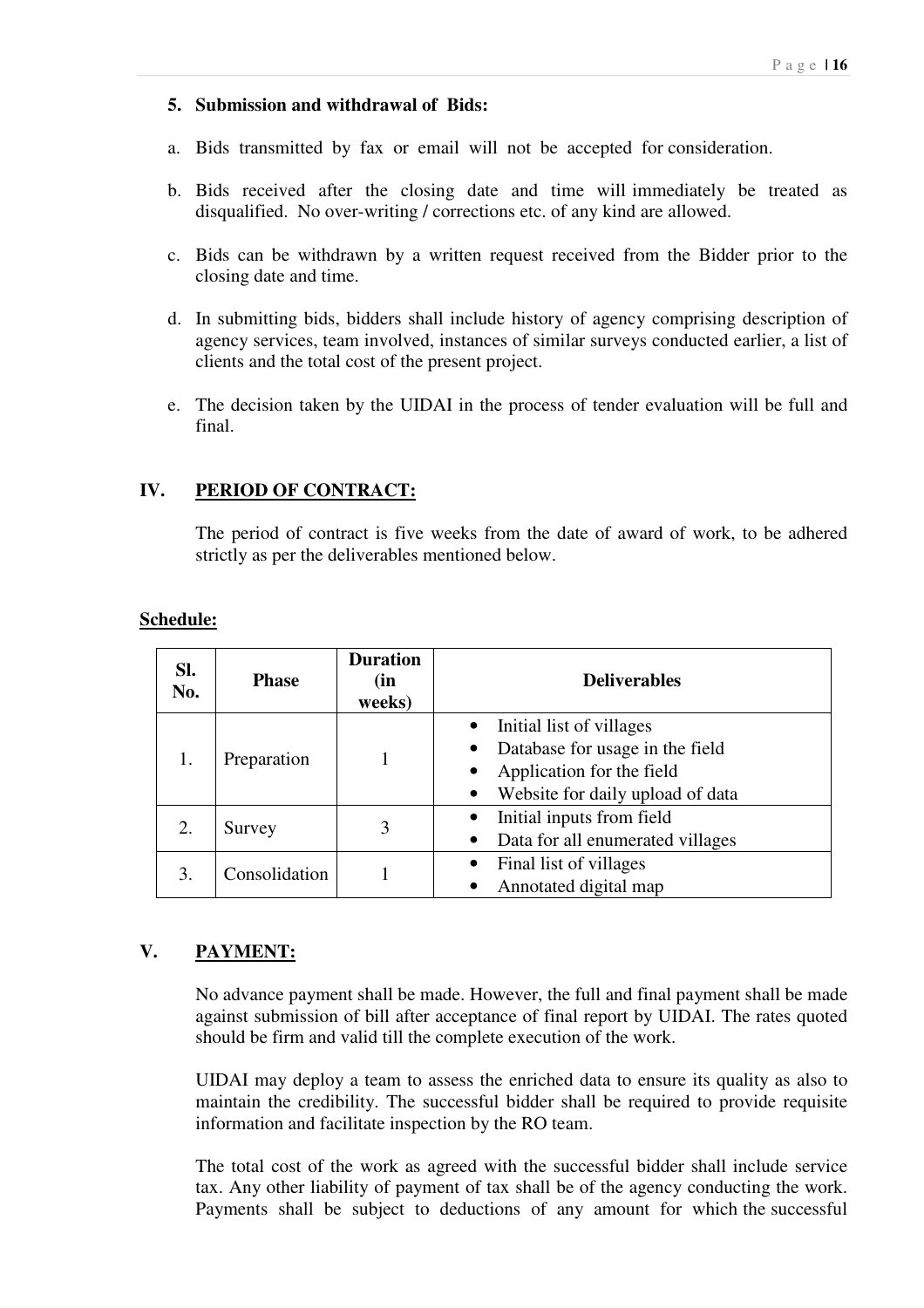**5. Submission and withdrawal of Bids:**

a. Bids transmitted by fax or email will not be accepted for consideration.

b. Bids received after the closing date and time will immediately be treated as disqualified. No over-writing / corrections etc. of any kind are allowed.

c. Bids can be withdrawn by a written request received from the Bidder prior to the closing date and time.

d. In submitting bids, bidders shall include history of agency comprising description of agency services, team involved, instances of similar surveys conducted earlier, a list of clients and the total cost of the present project.

e. The decision taken by the UIDAI in the process of tender evaluation will be full and final.

## IV. <u>PERIOD OF CONTRACT:</u>

The period of contract is five weeks from the date of award of work, to be adhered strictly as per the deliverables mentioned below.

**<u>Schedule:</u>**

| Sl. No. | Phase | Duration (in weeks) | Deliverables |
|---|---|---|---|
| 1. | Preparation | 1 | • Initial list of villages<br>• Database for usage in the field<br>• Application for the field<br>• Website for daily upload of data |
| 2. | Survey | 3 | • Initial inputs from field<br>• Data for all enumerated villages |
| 3. | Consolidation | 1 | • Final list of villages<br>• Annotated digital map |

## V. <u>PAYMENT:</u>

No advance payment shall be made. However, the full and final payment shall be made against submission of bill after acceptance of final report by UIDAI. The rates quoted should be firm and valid till the complete execution of the work.

UIDAI may deploy a team to assess the enriched data to ensure its quality as also to maintain the credibility. The successful bidder shall be required to provide requisite information and facilitate inspection by the RO team.

The total cost of the work as agreed with the successful bidder shall include service tax. Any other liability of payment of tax shall be of the agency conducting the work. Payments shall be subject to deductions of any amount for which the successful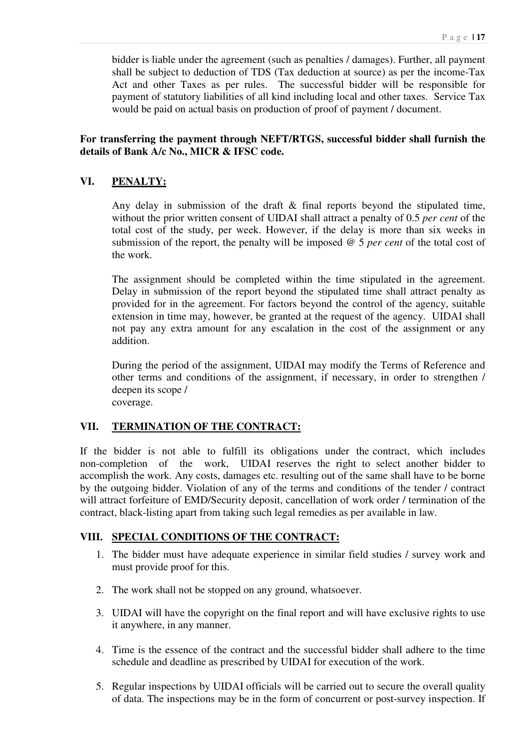bidder is liable under the agreement (such as penalties / damages). Further, all payment shall be subject to deduction of TDS (Tax deduction at source) as per the income-Tax Act and other Taxes as per rules. The successful bidder will be responsible for payment of statutory liabilities of all kind including local and other taxes. Service Tax would be paid on actual basis on production of proof of payment / document.

**For transferring the payment through NEFT/RTGS, successful bidder shall furnish the details of Bank A/c No., MICR & IFSC code.**

## VI. PENALTY:

Any delay in submission of the draft & final reports beyond the stipulated time, without the prior written consent of UIDAI shall attract a penalty of 0.5 *per cent* of the total cost of the study, per week. However, if the delay is more than six weeks in submission of the report, the penalty will be imposed @ 5 *per cent* of the total cost of the work.

The assignment should be completed within the time stipulated in the agreement. Delay in submission of the report beyond the stipulated time shall attract penalty as provided for in the agreement. For factors beyond the control of the agency, suitable extension in time may, however, be granted at the request of the agency. UIDAI shall not pay any extra amount for any escalation in the cost of the assignment or any addition.

During the period of the assignment, UIDAI may modify the Terms of Reference and other terms and conditions of the assignment, if necessary, in order to strengthen / deepen its scope / coverage.

## VII. TERMINATION OF THE CONTRACT:

If the bidder is not able to fulfill its obligations under the contract, which includes non-completion of the work, UIDAI reserves the right to select another bidder to accomplish the work. Any costs, damages etc. resulting out of the same shall have to be borne by the outgoing bidder. Violation of any of the terms and conditions of the tender / contract will attract forfeiture of EMD/Security deposit, cancellation of work order / termination of the contract, black-listing apart from taking such legal remedies as per available in law.

## VIII. SPECIAL CONDITIONS OF THE CONTRACT:

1. The bidder must have adequate experience in similar field studies / survey work and must provide proof for this.
2. The work shall not be stopped on any ground, whatsoever.
3. UIDAI will have the copyright on the final report and will have exclusive rights to use it anywhere, in any manner.
4. Time is the essence of the contract and the successful bidder shall adhere to the time schedule and deadline as prescribed by UIDAI for execution of the work.
5. Regular inspections by UIDAI officials will be carried out to secure the overall quality of data. The inspections may be in the form of concurrent or post-survey inspection. If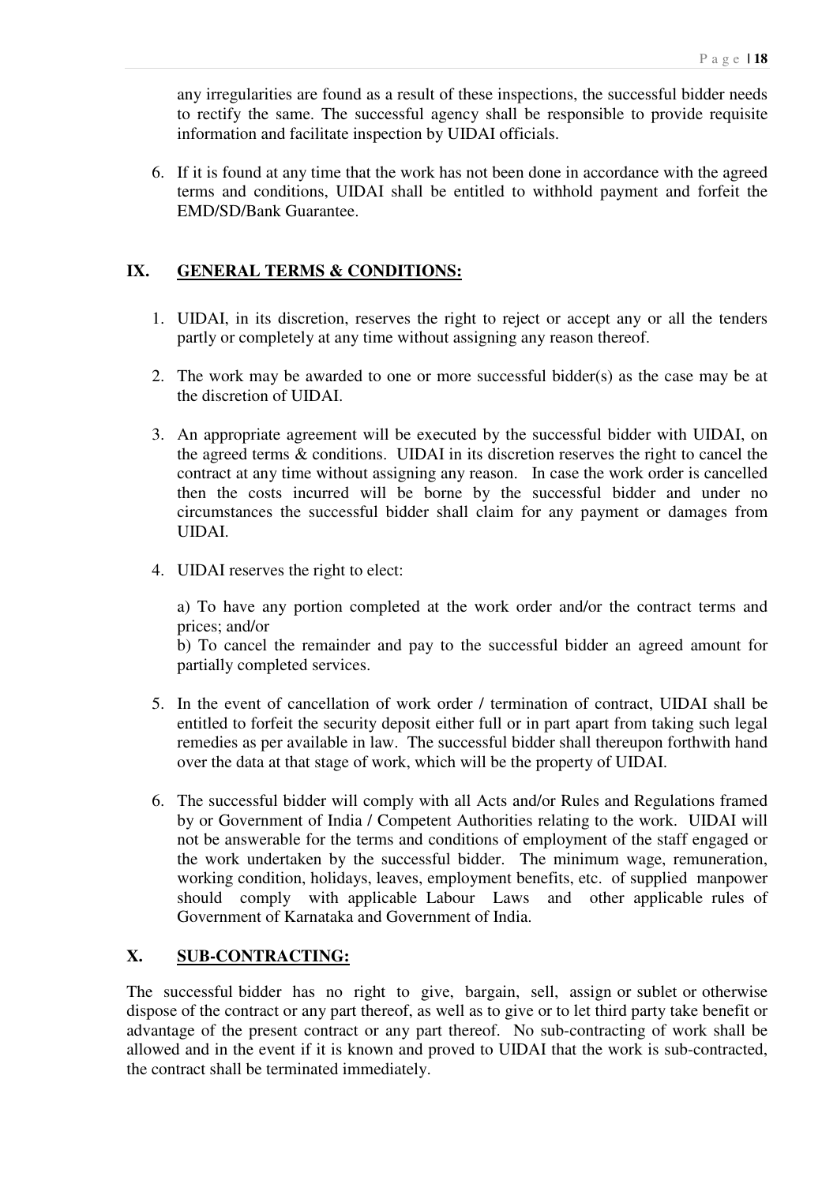any irregularities are found as a result of these inspections, the successful bidder needs to rectify the same. The successful agency shall be responsible to provide requisite information and facilitate inspection by UIDAI officials.

6. If it is found at any time that the work has not been done in accordance with the agreed terms and conditions, UIDAI shall be entitled to withhold payment and forfeit the EMD/SD/Bank Guarantee.

## IX. GENERAL TERMS & CONDITIONS:

1. UIDAI, in its discretion, reserves the right to reject or accept any or all the tenders partly or completely at any time without assigning any reason thereof.

2. The work may be awarded to one or more successful bidder(s) as the case may be at the discretion of UIDAI.

3. An appropriate agreement will be executed by the successful bidder with UIDAI, on the agreed terms & conditions. UIDAI in its discretion reserves the right to cancel the contract at any time without assigning any reason. In case the work order is cancelled then the costs incurred will be borne by the successful bidder and under no circumstances the successful bidder shall claim for any payment or damages from UIDAI.

4. UIDAI reserves the right to elect:

   a) To have any portion completed at the work order and/or the contract terms and prices; and/or
   b) To cancel the remainder and pay to the successful bidder an agreed amount for partially completed services.

5. In the event of cancellation of work order / termination of contract, UIDAI shall be entitled to forfeit the security deposit either full or in part apart from taking such legal remedies as per available in law. The successful bidder shall thereupon forthwith hand over the data at that stage of work, which will be the property of UIDAI.

6. The successful bidder will comply with all Acts and/or Rules and Regulations framed by or Government of India / Competent Authorities relating to the work. UIDAI will not be answerable for the terms and conditions of employment of the staff engaged or the work undertaken by the successful bidder. The minimum wage, remuneration, working condition, holidays, leaves, employment benefits, etc. of supplied manpower should comply with applicable Labour Laws and other applicable rules of Government of Karnataka and Government of India.

## X. SUB-CONTRACTING:

The successful bidder has no right to give, bargain, sell, assign or sublet or otherwise dispose of the contract or any part thereof, as well as to give or to let third party take benefit or advantage of the present contract or any part thereof. No sub-contracting of work shall be allowed and in the event if it is known and proved to UIDAI that the work is sub-contracted, the contract shall be terminated immediately.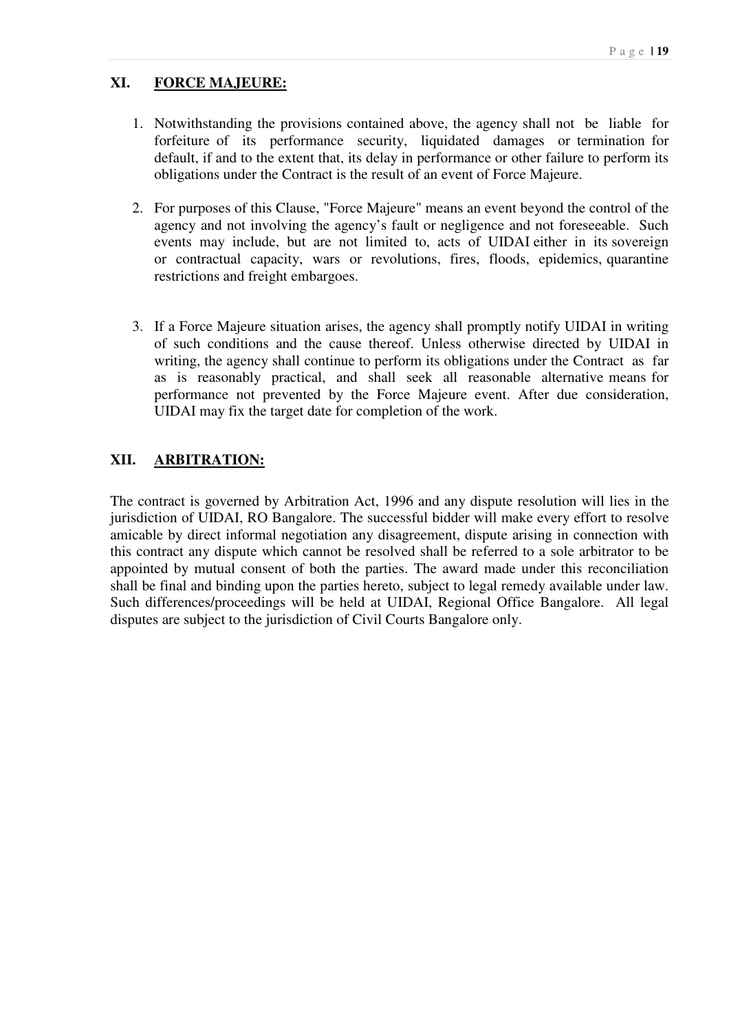## XI. FORCE MAJEURE:

1. Notwithstanding the provisions contained above, the agency shall not be liable for forfeiture of its performance security, liquidated damages or termination for default, if and to the extent that, its delay in performance or other failure to perform its obligations under the Contract is the result of an event of Force Majeure.

2. For purposes of this Clause, "Force Majeure" means an event beyond the control of the agency and not involving the agency's fault or negligence and not foreseeable. Such events may include, but are not limited to, acts of UIDAI either in its sovereign or contractual capacity, wars or revolutions, fires, floods, epidemics, quarantine restrictions and freight embargoes.

3. If a Force Majeure situation arises, the agency shall promptly notify UIDAI in writing of such conditions and the cause thereof. Unless otherwise directed by UIDAI in writing, the agency shall continue to perform its obligations under the Contract as far as is reasonably practical, and shall seek all reasonable alternative means for performance not prevented by the Force Majeure event. After due consideration, UIDAI may fix the target date for completion of the work.

## XII. ARBITRATION:

The contract is governed by Arbitration Act, 1996 and any dispute resolution will lies in the jurisdiction of UIDAI, RO Bangalore. The successful bidder will make every effort to resolve amicable by direct informal negotiation any disagreement, dispute arising in connection with this contract any dispute which cannot be resolved shall be referred to a sole arbitrator to be appointed by mutual consent of both the parties. The award made under this reconciliation shall be final and binding upon the parties hereto, subject to legal remedy available under law. Such differences/proceedings will be held at UIDAI, Regional Office Bangalore. All legal disputes are subject to the jurisdiction of Civil Courts Bangalore only.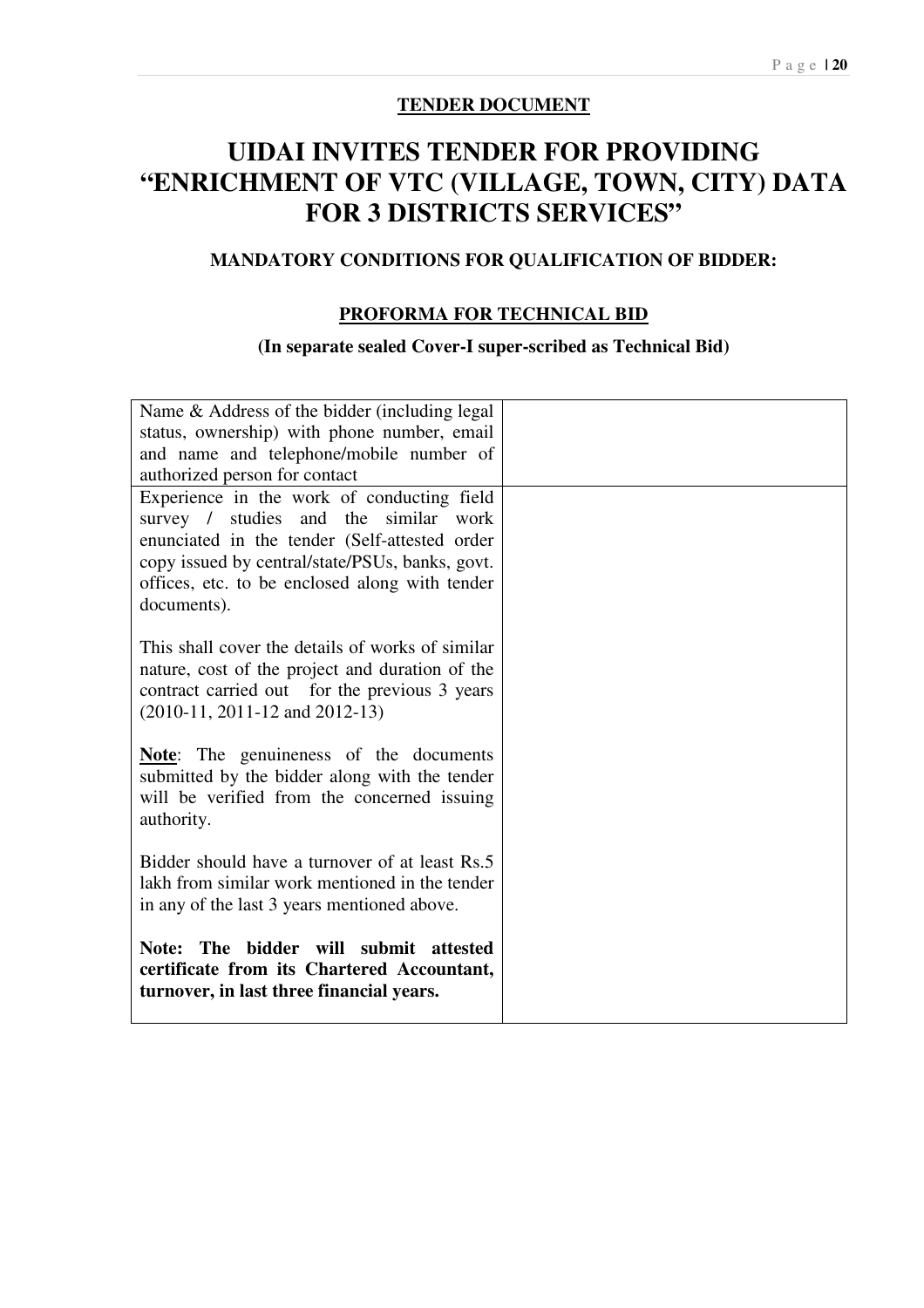**TENDER DOCUMENT**

# UIDAI INVITES TENDER FOR PROVIDING "ENRICHMENT OF VTC (VILLAGE, TOWN, CITY) DATA FOR 3 DISTRICTS SERVICES"

### MANDATORY CONDITIONS FOR QUALIFICATION OF BIDDER:

### PROFORMA FOR TECHNICAL BID

**(In separate sealed Cover-I super-scribed as Technical Bid)**

| | |
|---|---|
| Name & Address of the bidder (including legal status, ownership) with phone number, email and name and telephone/mobile number of authorized person for contact | |
| Experience in the work of conducting field survey / studies and the similar work enunciated in the tender (Self-attested order copy issued by central/state/PSUs, banks, govt. offices, etc. to be enclosed along with tender documents).<br><br>This shall cover the details of works of similar nature, cost of the project and duration of the contract carried out for the previous 3 years (2010-11, 2011-12 and 2012-13)<br><br>**Note**: The genuineness of the documents submitted by the bidder along with the tender will be verified from the concerned issuing authority.<br><br>Bidder should have a turnover of at least Rs.5 lakh from similar work mentioned in the tender in any of the last 3 years mentioned above.<br><br>**Note: The bidder will submit attested certificate from its Chartered Accountant, turnover, in last three financial years.** | |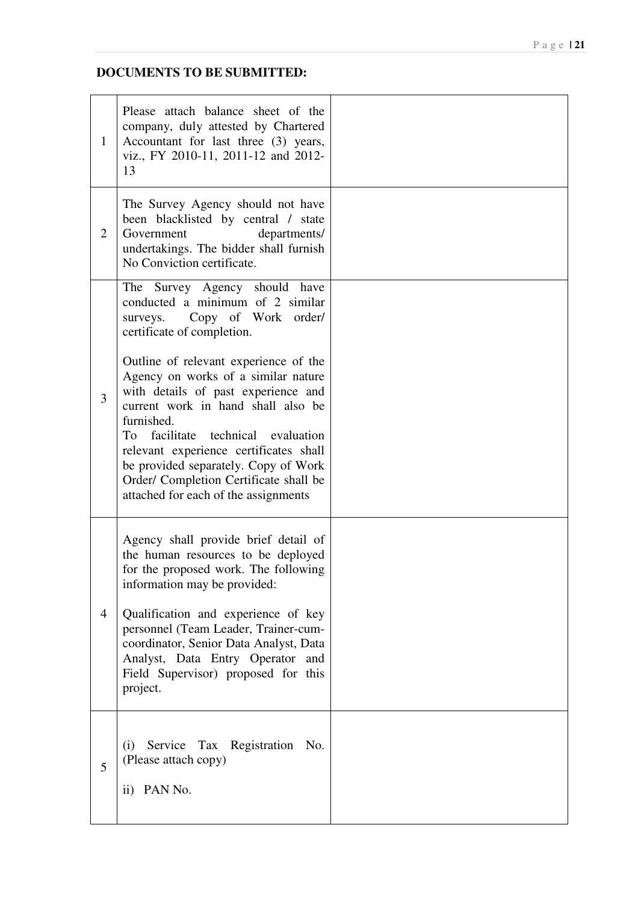**DOCUMENTS TO BE SUBMITTED:**

| | | |
|---|---|---|
| 1 | Please attach balance sheet of the company, duly attested by Chartered Accountant for last three (3) years, viz., FY 2010-11, 2011-12 and 2012-13 | |
| 2 | The Survey Agency should not have been blacklisted by central / state Government departments/ undertakings. The bidder shall furnish No Conviction certificate. | |
| 3 | The Survey Agency should have conducted a minimum of 2 similar surveys. Copy of Work order/ certificate of completion.<br><br>Outline of relevant experience of the Agency on works of a similar nature with details of past experience and current work in hand shall also be furnished.<br>To facilitate technical evaluation relevant experience certificates shall be provided separately. Copy of Work Order/ Completion Certificate shall be attached for each of the assignments | |
| 4 | Agency shall provide brief detail of the human resources to be deployed for the proposed work. The following information may be provided:<br><br>Qualification and experience of key personnel (Team Leader, Trainer-cum-coordinator, Senior Data Analyst, Data Analyst, Data Entry Operator and Field Supervisor) proposed for this project. | |
| 5 | (i) Service Tax Registration No. (Please attach copy)<br><br>ii) PAN No. | |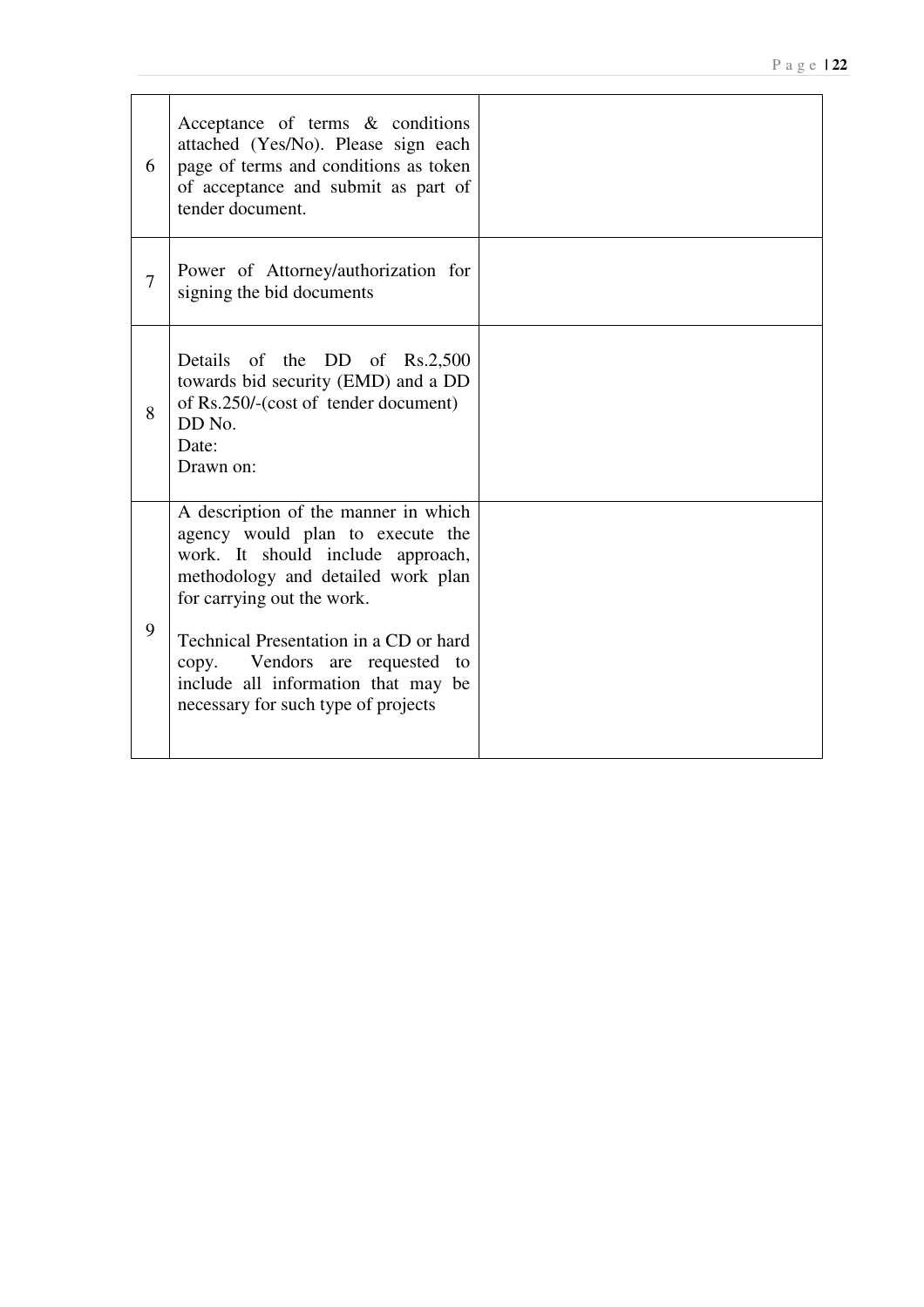| | | |
|---|---|---|
| 6 | Acceptance of terms & conditions attached (Yes/No). Please sign each page of terms and conditions as token of acceptance and submit as part of tender document. | |
| 7 | Power of Attorney/authorization for signing the bid documents | |
| 8 | Details of the DD of Rs.2,500 towards bid security (EMD) and a DD of Rs.250/-(cost of tender document)<br>DD No.<br>Date:<br>Drawn on: | |
| 9 | A description of the manner in which agency would plan to execute the work. It should include approach, methodology and detailed work plan for carrying out the work.<br><br>Technical Presentation in a CD or hard copy. Vendors are requested to include all information that may be necessary for such type of projects | |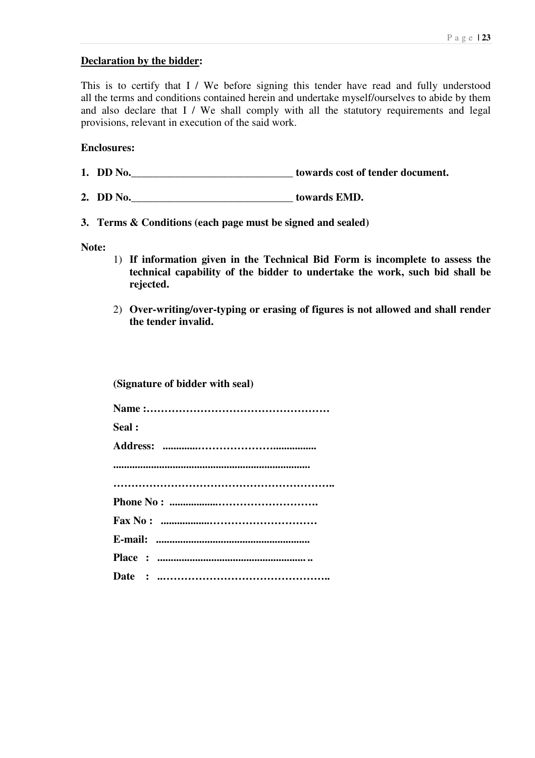**<u>Declaration by the bidder</u>:**

This is to certify that I / We before signing this tender have read and fully understood all the terms and conditions contained herein and undertake myself/ourselves to abide by them and also declare that I / We shall comply with all the statutory requirements and legal provisions, relevant in execution of the said work.

**Enclosures:**

1. **DD No.______________________________ towards cost of tender document.**
2. **DD No.______________________________ towards EMD.**
3. **Terms & Conditions (each page must be signed and sealed)**

**Note:**

1) **If information given in the Technical Bid Form is incomplete to assess the technical capability of the bidder to undertake the work, such bid shall be rejected.**

2) **Over-writing/over-typing or erasing of figures is not allowed and shall render the tender invalid.**

**(Signature of bidder with seal)**

**Name :……………………………………………**

**Seal :**

**Address: ............…………………...............**

**........................................................................**

**……………………………………………………..**

**Phone No : ................……………………….**

**Fax No : .................…………………………**

**E-mail: ........................................................**

**Place : ...................................................... ..**

**Date : ..………………………………………..**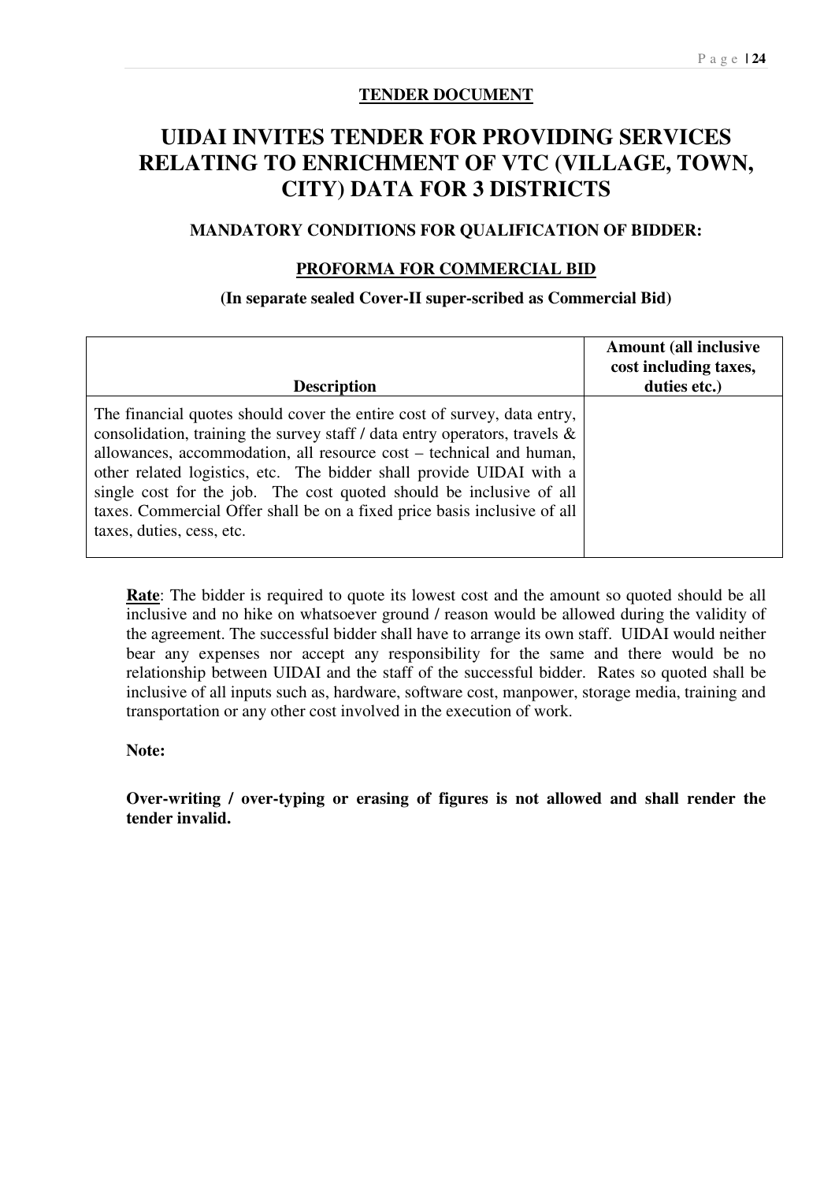**TENDER DOCUMENT**

# UIDAI INVITES TENDER FOR PROVIDING SERVICES RELATING TO ENRICHMENT OF VTC (VILLAGE, TOWN, CITY) DATA FOR 3 DISTRICTS

### MANDATORY CONDITIONS FOR QUALIFICATION OF BIDDER:

### PROFORMA FOR COMMERCIAL BID

**(In separate sealed Cover-II super-scribed as Commercial Bid)**

| Description | Amount (all inclusive cost including taxes, duties etc.) |
|---|---|
| The financial quotes should cover the entire cost of survey, data entry, consolidation, training the survey staff / data entry operators, travels & allowances, accommodation, all resource cost – technical and human, other related logistics, etc. The bidder shall provide UIDAI with a single cost for the job. The cost quoted should be inclusive of all taxes. Commercial Offer shall be on a fixed price basis inclusive of all taxes, duties, cess, etc. | |

**Rate**: The bidder is required to quote its lowest cost and the amount so quoted should be all inclusive and no hike on whatsoever ground / reason would be allowed during the validity of the agreement. The successful bidder shall have to arrange its own staff. UIDAI would neither bear any expenses nor accept any responsibility for the same and there would be no relationship between UIDAI and the staff of the successful bidder. Rates so quoted shall be inclusive of all inputs such as, hardware, software cost, manpower, storage media, training and transportation or any other cost involved in the execution of work.

**Note:**

**Over-writing / over-typing or erasing of figures is not allowed and shall render the tender invalid.**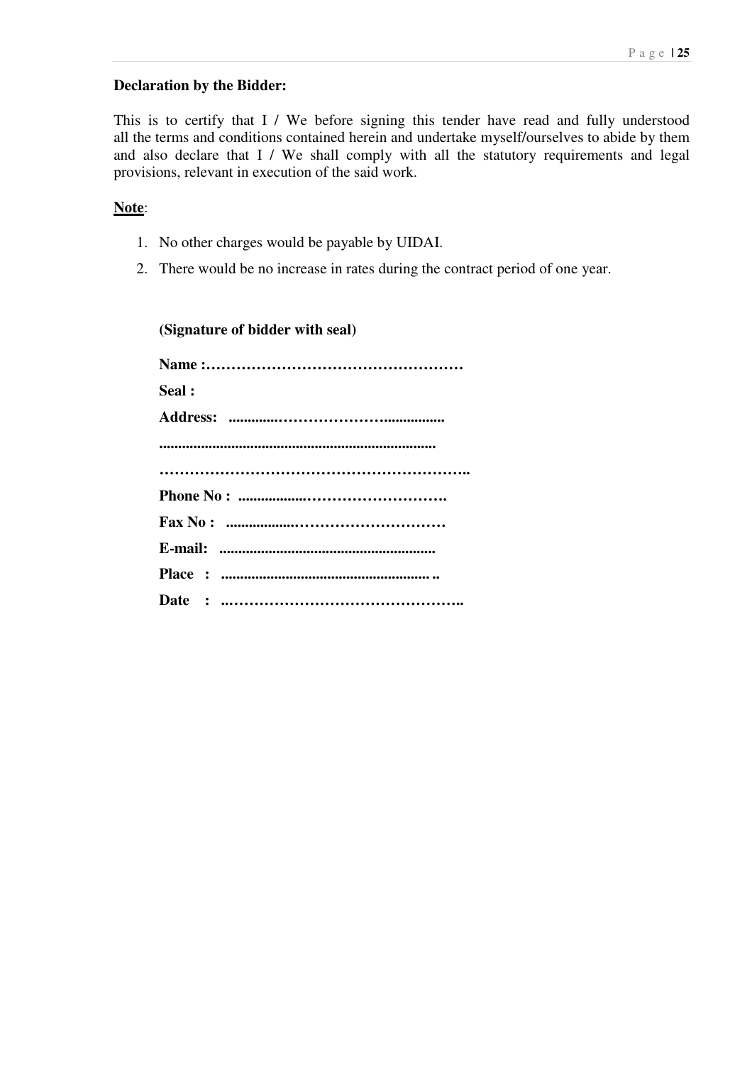**Declaration by the Bidder:**

This is to certify that I / We before signing this tender have read and fully understood all the terms and conditions contained herein and undertake myself/ourselves to abide by them and also declare that I / We shall comply with all the statutory requirements and legal provisions, relevant in execution of the said work.

**Note**:

1. No other charges would be payable by UIDAI.
2. There would be no increase in rates during the contract period of one year.

**(Signature of bidder with seal)**

**Name :……………………………………………**

**Seal :**

**Address: ............…………………...............**

**........................................................................**

**……………………………………………………..**

**Phone No : .................……………………….**

**Fax No : .................…………………………**

**E-mail: .........................................................**

**Place : ....................................................... ..**

**Date : ..………………………………………..**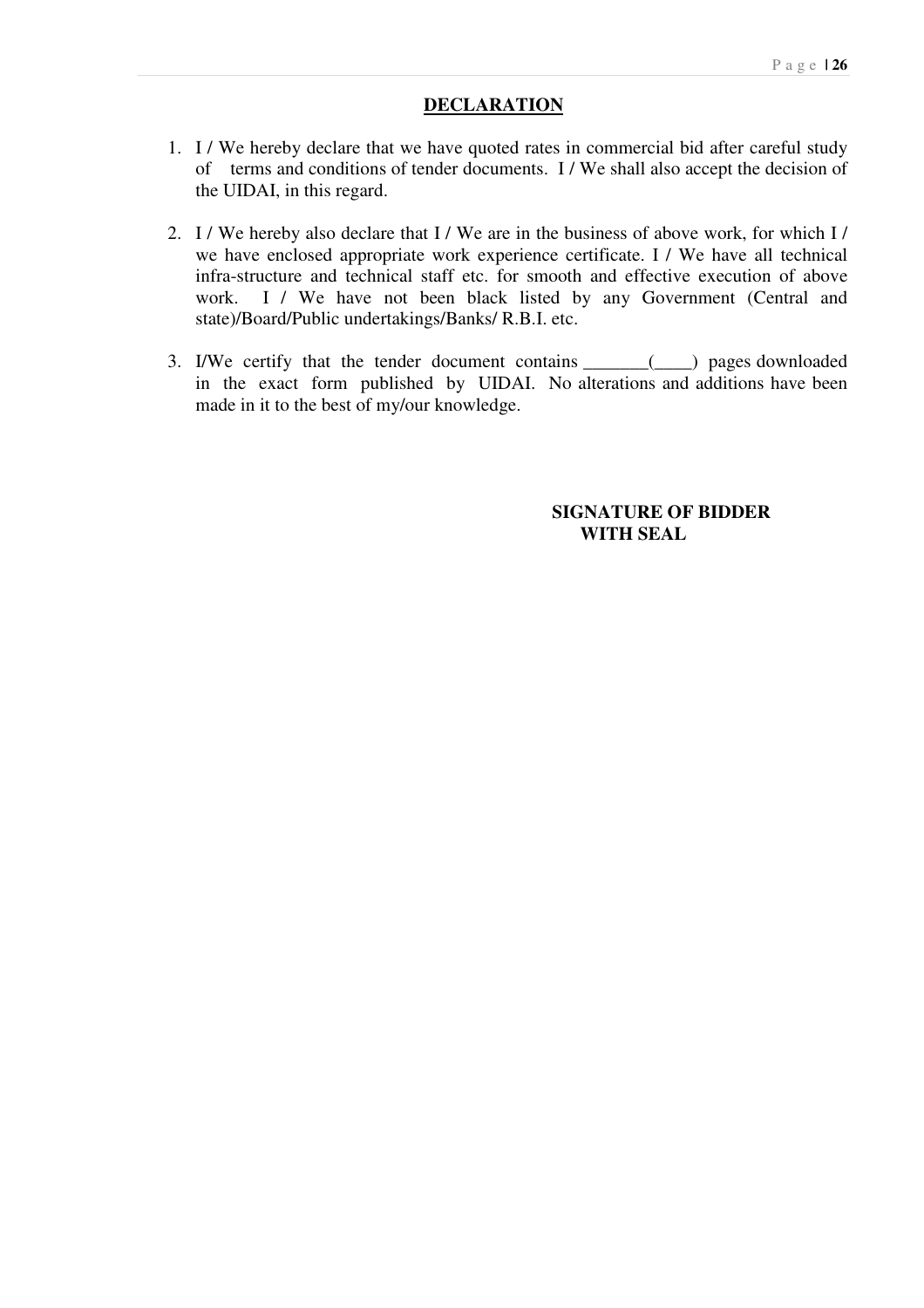## DECLARATION

1. I / We hereby declare that we have quoted rates in commercial bid after careful study of terms and conditions of tender documents. I / We shall also accept the decision of the UIDAI, in this regard.

2. I / We hereby also declare that I / We are in the business of above work, for which I / we have enclosed appropriate work experience certificate. I / We have all technical infra-structure and technical staff etc. for smooth and effective execution of above work. I / We have not been black listed by any Government (Central and state)/Board/Public undertakings/Banks/ R.B.I. etc.

3. I/We certify that the tender document contains _______(____) pages downloaded in the exact form published by UIDAI. No alterations and additions have been made in it to the best of my/our knowledge.

**SIGNATURE OF BIDDER WITH SEAL**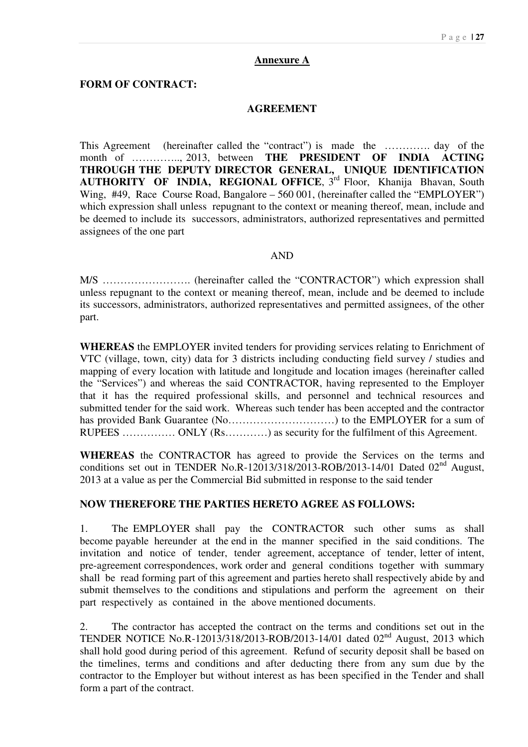## Annexure A

**FORM OF CONTRACT:**

**AGREEMENT**

This Agreement (hereinafter called the "contract") is made the …………. day of the month of ………….., 2013, between **THE PRESIDENT OF INDIA ACTING THROUGH THE DEPUTY DIRECTOR GENERAL, UNIQUE IDENTIFICATION AUTHORITY OF INDIA, REGIONAL OFFICE**, 3rd Floor, Khanija Bhavan, South Wing, #49, Race Course Road, Bangalore – 560 001, (hereinafter called the "EMPLOYER") which expression shall unless repugnant to the context or meaning thereof, mean, include and be deemed to include its successors, administrators, authorized representatives and permitted assignees of the one part

AND

M/S ……………………. (hereinafter called the "CONTRACTOR") which expression shall unless repugnant to the context or meaning thereof, mean, include and be deemed to include its successors, administrators, authorized representatives and permitted assignees, of the other part.

**WHEREAS** the EMPLOYER invited tenders for providing services relating to Enrichment of VTC (village, town, city) data for 3 districts including conducting field survey / studies and mapping of every location with latitude and longitude and location images (hereinafter called the "Services") and whereas the said CONTRACTOR, having represented to the Employer that it has the required professional skills, and personnel and technical resources and submitted tender for the said work. Whereas such tender has been accepted and the contractor has provided Bank Guarantee (No…………………………) to the EMPLOYER for a sum of RUPEES …………… ONLY (Rs…………) as security for the fulfilment of this Agreement.

**WHEREAS** the CONTRACTOR has agreed to provide the Services on the terms and conditions set out in TENDER No.R-12013/318/2013-ROB/2013-14/01 Dated 02nd August, 2013 at a value as per the Commercial Bid submitted in response to the said tender

**NOW THEREFORE THE PARTIES HERETO AGREE AS FOLLOWS:**

1. The EMPLOYER shall pay the CONTRACTOR such other sums as shall become payable hereunder at the end in the manner specified in the said conditions. The invitation and notice of tender, tender agreement, acceptance of tender, letter of intent, pre-agreement correspondences, work order and general conditions together with summary shall be read forming part of this agreement and parties hereto shall respectively abide by and submit themselves to the conditions and stipulations and perform the agreement on their part respectively as contained in the above mentioned documents.

2. The contractor has accepted the contract on the terms and conditions set out in the TENDER NOTICE No.R-12013/318/2013-ROB/2013-14/01 dated 02nd August, 2013 which shall hold good during period of this agreement. Refund of security deposit shall be based on the timelines, terms and conditions and after deducting there from any sum due by the contractor to the Employer but without interest as has been specified in the Tender and shall form a part of the contract.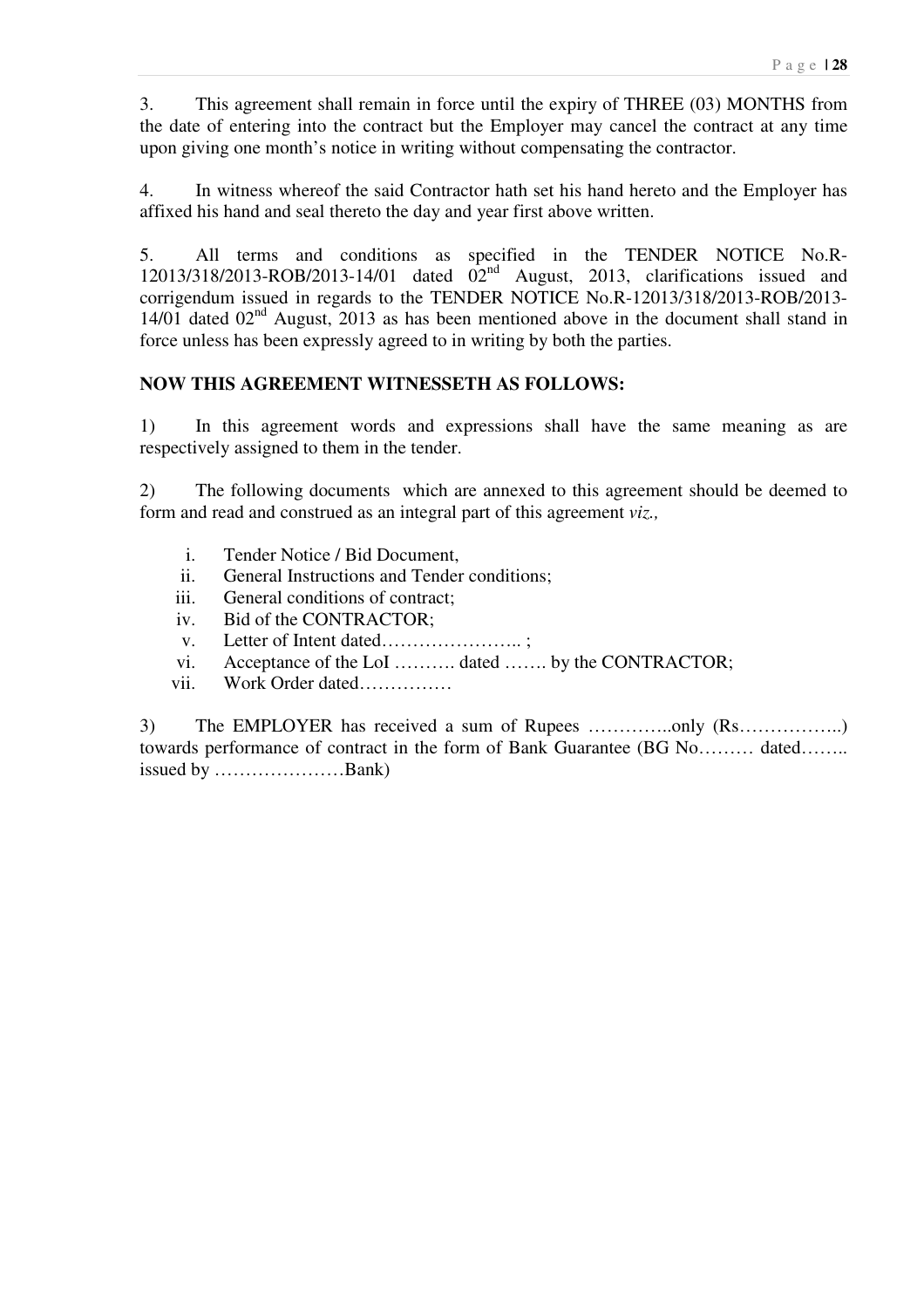3. This agreement shall remain in force until the expiry of THREE (03) MONTHS from the date of entering into the contract but the Employer may cancel the contract at any time upon giving one month's notice in writing without compensating the contractor.

4. In witness whereof the said Contractor hath set his hand hereto and the Employer has affixed his hand and seal thereto the day and year first above written.

5. All terms and conditions as specified in the TENDER NOTICE No.R-12013/318/2013-ROB/2013-14/01 dated 02nd August, 2013, clarifications issued and corrigendum issued in regards to the TENDER NOTICE No.R-12013/318/2013-ROB/2013-14/01 dated 02nd August, 2013 as has been mentioned above in the document shall stand in force unless has been expressly agreed to in writing by both the parties.

**NOW THIS AGREEMENT WITNESSETH AS FOLLOWS:**

1) In this agreement words and expressions shall have the same meaning as are respectively assigned to them in the tender.

2) The following documents which are annexed to this agreement should be deemed to form and read and construed as an integral part of this agreement *viz.,*

i. Tender Notice / Bid Document,
ii. General Instructions and Tender conditions;
iii. General conditions of contract;
iv. Bid of the CONTRACTOR;
v. Letter of Intent dated………………….. ;
vi. Acceptance of the LoI ………. dated ……. by the CONTRACTOR;
vii. Work Order dated……………

3) The EMPLOYER has received a sum of Rupees …………..only (Rs……………..) towards performance of contract in the form of Bank Guarantee (BG No……… dated…….. issued by …………………Bank)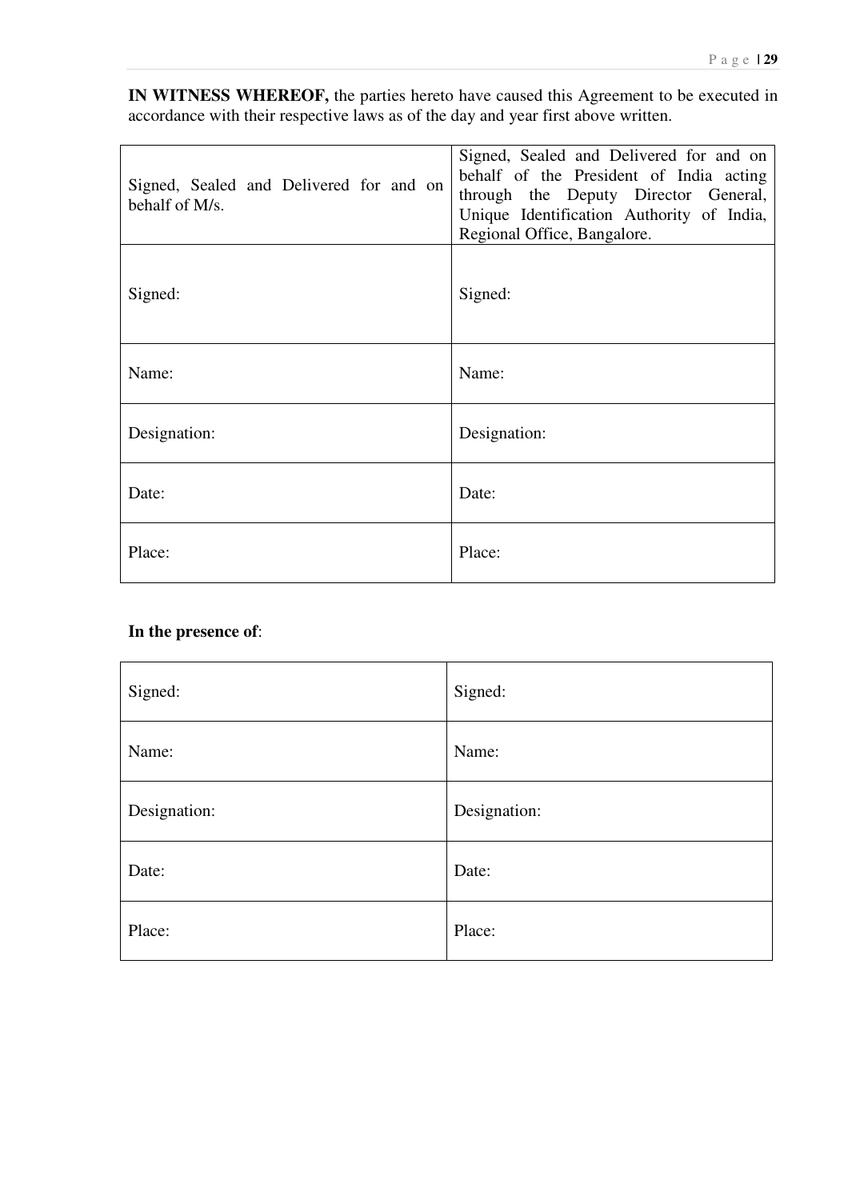**IN WITNESS WHEREOF,** the parties hereto have caused this Agreement to be executed in accordance with their respective laws as of the day and year first above written.

| | |
|---|---|
| Signed, Sealed and Delivered for and on behalf of M/s. | Signed, Sealed and Delivered for and on behalf of the President of India acting through the Deputy Director General, Unique Identification Authority of India, Regional Office, Bangalore. |
| Signed: | Signed: |
| Name: | Name: |
| Designation: | Designation: |
| Date: | Date: |
| Place: | Place: |

**In the presence of**:

| | |
|---|---|
| Signed: | Signed: |
| Name: | Name: |
| Designation: | Designation: |
| Date: | Date: |
| Place: | Place: |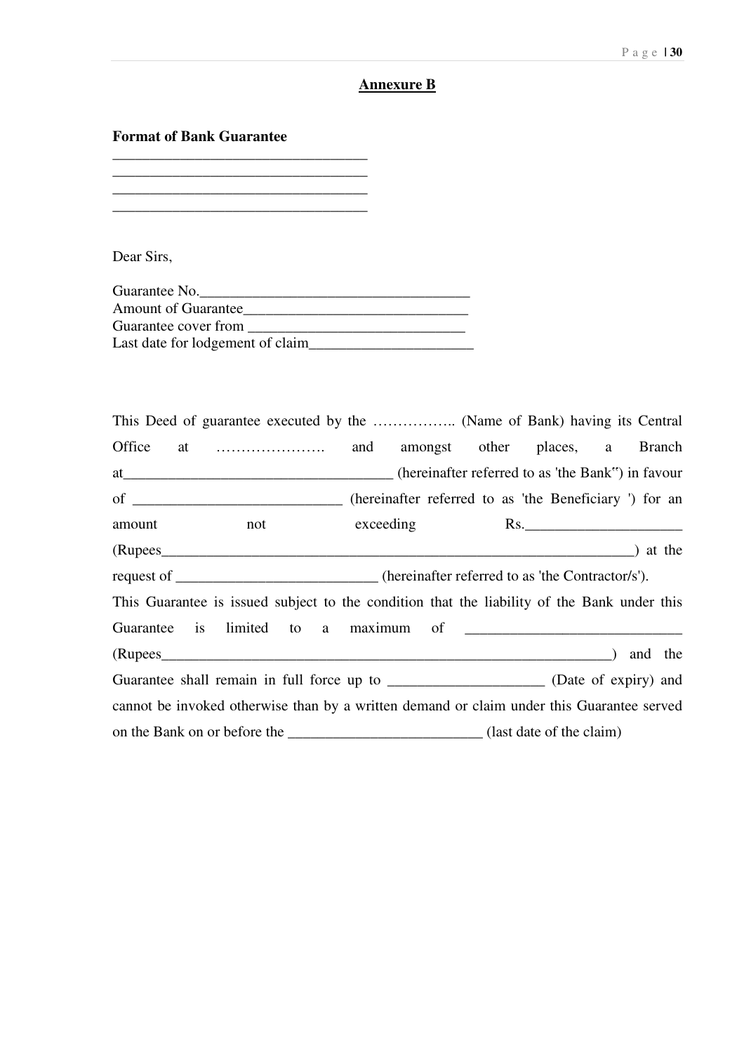**Annexure B**

**Format of Bank Guarantee**

___________________________________
___________________________________
___________________________________
___________________________________

Dear Sirs,

Guarantee No.____________________________________
Amount of Guarantee______________________________
Guarantee cover from _____________________________
Last date for lodgement of claim______________________

This Deed of guarantee executed by the …………….. (Name of Bank) having its Central Office at …………………. and amongst other places, a Branch at____________________________________ (hereinafter referred to as 'the Bank") in favour of ____________________________ (hereinafter referred to as 'the Beneficiary ') for an amount not exceeding Rs._____________________ (Rupees_______________________________________________________________) at the request of ___________________________ (hereinafter referred to as 'the Contractor/s'). This Guarantee is issued subject to the condition that the liability of the Bank under this Guarantee is limited to a maximum of _____________________________ (Rupees_______________________________________________________________) and the Guarantee shall remain in full force up to _____________________ (Date of expiry) and cannot be invoked otherwise than by a written demand or claim under this Guarantee served on the Bank on or before the __________________________ (last date of the claim)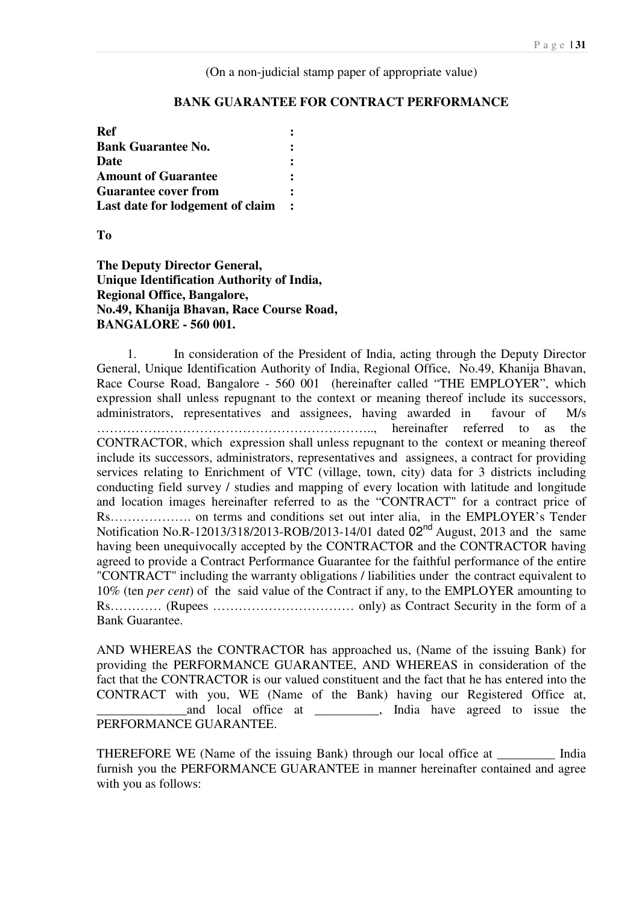(On a non-judicial stamp paper of appropriate value)

**BANK GUARANTEE FOR CONTRACT PERFORMANCE**

**Ref :**
**Bank Guarantee No. :**
**Date :**
**Amount of Guarantee :**
**Guarantee cover from :**
**Last date for lodgement of claim :**

**To**

**The Deputy Director General,**
**Unique Identification Authority of India,**
**Regional Office, Bangalore,**
**No.49, Khanija Bhavan, Race Course Road,**
**BANGALORE - 560 001.**

1. In consideration of the President of India, acting through the Deputy Director General, Unique Identification Authority of India, Regional Office, No.49, Khanija Bhavan, Race Course Road, Bangalore - 560 001 (hereinafter called "THE EMPLOYER", which expression shall unless repugnant to the context or meaning thereof include its successors, administrators, representatives and assignees, having awarded in favour of M/s …………………………………………………….., hereinafter referred to as the CONTRACTOR, which expression shall unless repugnant to the context or meaning thereof include its successors, administrators, representatives and assignees, a contract for providing services relating to Enrichment of VTC (village, town, city) data for 3 districts including conducting field survey / studies and mapping of every location with latitude and longitude and location images hereinafter referred to as the "CONTRACT" for a contract price of Rs………………. on terms and conditions set out inter alia, in the EMPLOYER's Tender Notification No.R-12013/318/2013-ROB/2013-14/01 dated 02nd August, 2013 and the same having been unequivocally accepted by the CONTRACTOR and the CONTRACTOR having agreed to provide a Contract Performance Guarantee for the faithful performance of the entire "CONTRACT" including the warranty obligations / liabilities under the contract equivalent to 10% (ten *per cent*) of the said value of the Contract if any, to the EMPLOYER amounting to Rs………… (Rupees …………………………… only) as Contract Security in the form of a Bank Guarantee.

AND WHEREAS the CONTRACTOR has approached us, (Name of the issuing Bank) for providing the PERFORMANCE GUARANTEE, AND WHEREAS in consideration of the fact that the CONTRACTOR is our valued constituent and the fact that he has entered into the CONTRACT with you, WE (Name of the Bank) having our Registered Office at, ______________and local office at __________, India have agreed to issue the PERFORMANCE GUARANTEE.

THEREFORE WE (Name of the issuing Bank) through our local office at _________ India furnish you the PERFORMANCE GUARANTEE in manner hereinafter contained and agree with you as follows: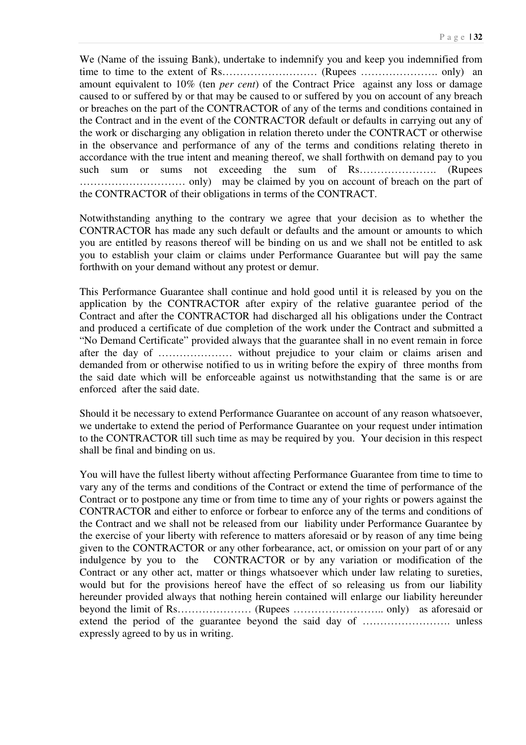We (Name of the issuing Bank), undertake to indemnify you and keep you indemnified from time to time to the extent of Rs……………………… (Rupees …………………. only) an amount equivalent to 10% (ten *per cent*) of the Contract Price against any loss or damage caused to or suffered by or that may be caused to or suffered by you on account of any breach or breaches on the part of the CONTRACTOR of any of the terms and conditions contained in the Contract and in the event of the CONTRACTOR default or defaults in carrying out any of the work or discharging any obligation in relation thereto under the CONTRACT or otherwise in the observance and performance of any of the terms and conditions relating thereto in accordance with the true intent and meaning thereof, we shall forthwith on demand pay to you such sum or sums not exceeding the sum of Rs…………………. (Rupees ………………………… only) may be claimed by you on account of breach on the part of the CONTRACTOR of their obligations in terms of the CONTRACT.

Notwithstanding anything to the contrary we agree that your decision as to whether the CONTRACTOR has made any such default or defaults and the amount or amounts to which you are entitled by reasons thereof will be binding on us and we shall not be entitled to ask you to establish your claim or claims under Performance Guarantee but will pay the same forthwith on your demand without any protest or demur.

This Performance Guarantee shall continue and hold good until it is released by you on the application by the CONTRACTOR after expiry of the relative guarantee period of the Contract and after the CONTRACTOR had discharged all his obligations under the Contract and produced a certificate of due completion of the work under the Contract and submitted a "No Demand Certificate" provided always that the guarantee shall in no event remain in force after the day of ………………… without prejudice to your claim or claims arisen and demanded from or otherwise notified to us in writing before the expiry of three months from the said date which will be enforceable against us notwithstanding that the same is or are enforced after the said date.

Should it be necessary to extend Performance Guarantee on account of any reason whatsoever, we undertake to extend the period of Performance Guarantee on your request under intimation to the CONTRACTOR till such time as may be required by you. Your decision in this respect shall be final and binding on us.

You will have the fullest liberty without affecting Performance Guarantee from time to time to vary any of the terms and conditions of the Contract or extend the time of performance of the Contract or to postpone any time or from time to time any of your rights or powers against the CONTRACTOR and either to enforce or forbear to enforce any of the terms and conditions of the Contract and we shall not be released from our liability under Performance Guarantee by the exercise of your liberty with reference to matters aforesaid or by reason of any time being given to the CONTRACTOR or any other forbearance, act, or omission on your part of or any indulgence by you to the CONTRACTOR or by any variation or modification of the Contract or any other act, matter or things whatsoever which under law relating to sureties, would but for the provisions hereof have the effect of so releasing us from our liability hereunder provided always that nothing herein contained will enlarge our liability hereunder beyond the limit of Rs………………… (Rupees …………………….. only) as aforesaid or extend the period of the guarantee beyond the said day of ……………………. unless expressly agreed to by us in writing.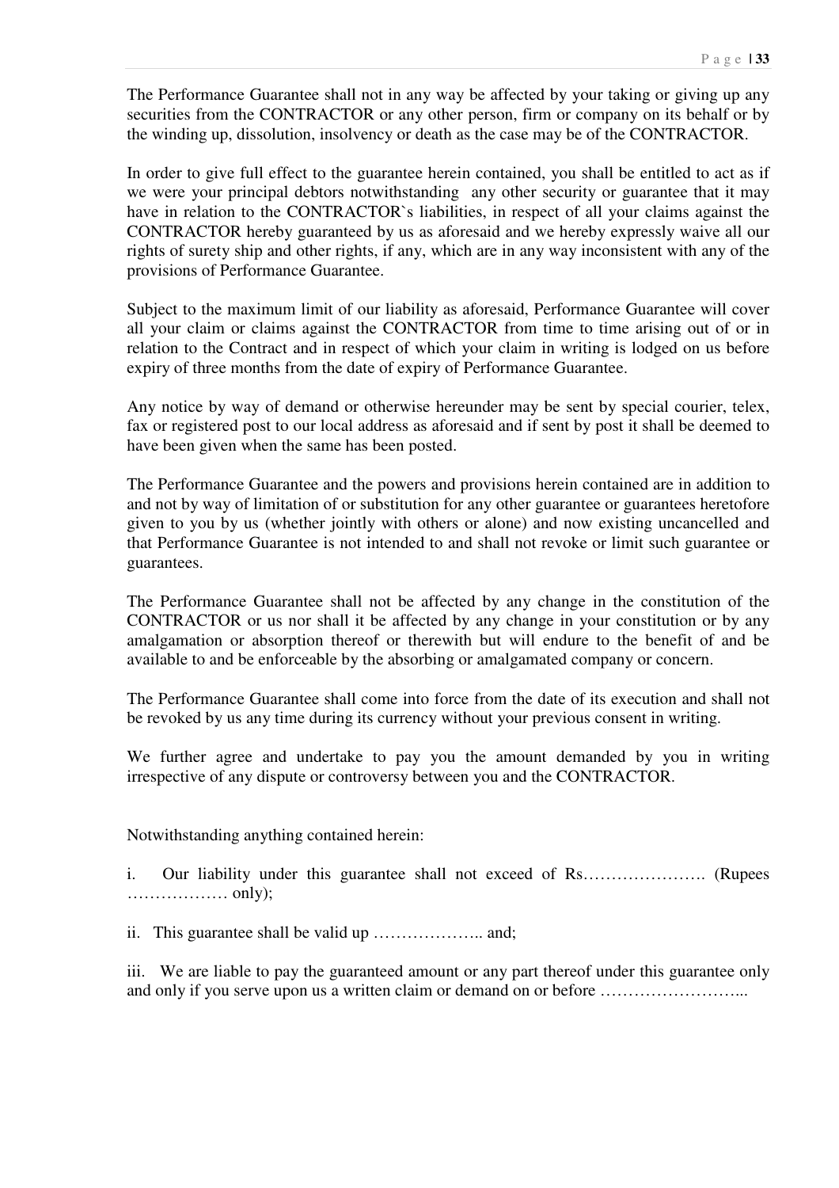The Performance Guarantee shall not in any way be affected by your taking or giving up any securities from the CONTRACTOR or any other person, firm or company on its behalf or by the winding up, dissolution, insolvency or death as the case may be of the CONTRACTOR.

In order to give full effect to the guarantee herein contained, you shall be entitled to act as if we were your principal debtors notwithstanding any other security or guarantee that it may have in relation to the CONTRACTOR`s liabilities, in respect of all your claims against the CONTRACTOR hereby guaranteed by us as aforesaid and we hereby expressly waive all our rights of surety ship and other rights, if any, which are in any way inconsistent with any of the provisions of Performance Guarantee.

Subject to the maximum limit of our liability as aforesaid, Performance Guarantee will cover all your claim or claims against the CONTRACTOR from time to time arising out of or in relation to the Contract and in respect of which your claim in writing is lodged on us before expiry of three months from the date of expiry of Performance Guarantee.

Any notice by way of demand or otherwise hereunder may be sent by special courier, telex, fax or registered post to our local address as aforesaid and if sent by post it shall be deemed to have been given when the same has been posted.

The Performance Guarantee and the powers and provisions herein contained are in addition to and not by way of limitation of or substitution for any other guarantee or guarantees heretofore given to you by us (whether jointly with others or alone) and now existing uncancelled and that Performance Guarantee is not intended to and shall not revoke or limit such guarantee or guarantees.

The Performance Guarantee shall not be affected by any change in the constitution of the CONTRACTOR or us nor shall it be affected by any change in your constitution or by any amalgamation or absorption thereof or therewith but will endure to the benefit of and be available to and be enforceable by the absorbing or amalgamated company or concern.

The Performance Guarantee shall come into force from the date of its execution and shall not be revoked by us any time during its currency without your previous consent in writing.

We further agree and undertake to pay you the amount demanded by you in writing irrespective of any dispute or controversy between you and the CONTRACTOR.

Notwithstanding anything contained herein:

i. Our liability under this guarantee shall not exceed of Rs…………………. (Rupees ……………… only);

ii. This guarantee shall be valid up ……………….. and;

iii. We are liable to pay the guaranteed amount or any part thereof under this guarantee only and only if you serve upon us a written claim or demand on or before ……………………...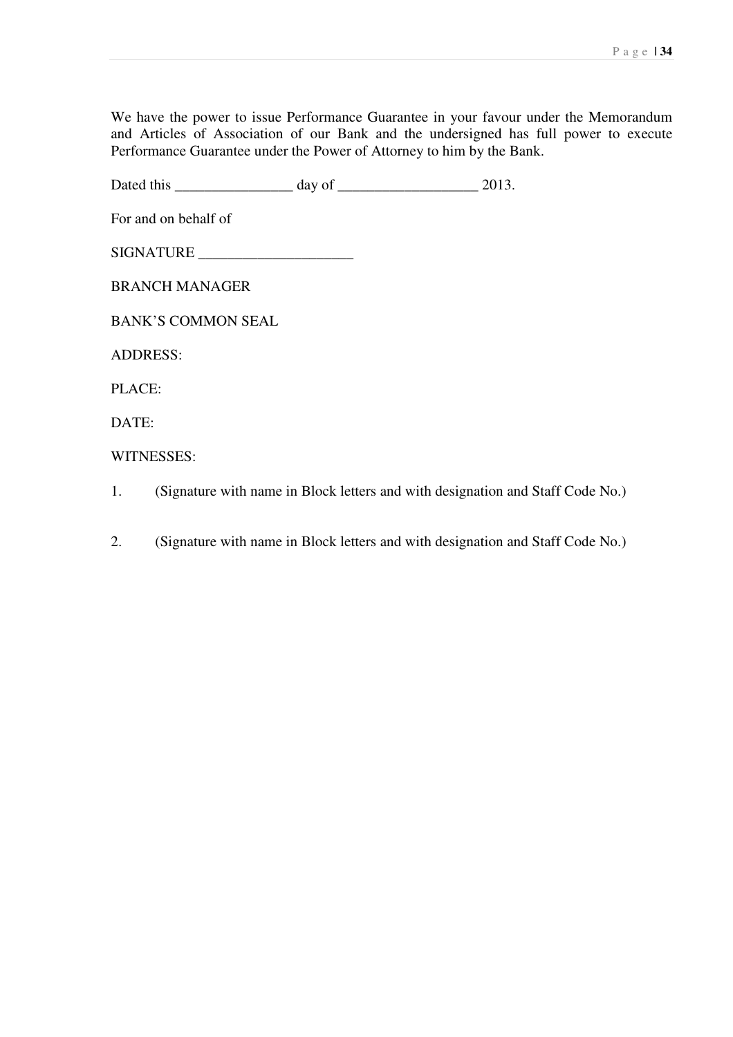We have the power to issue Performance Guarantee in your favour under the Memorandum and Articles of Association of our Bank and the undersigned has full power to execute Performance Guarantee under the Power of Attorney to him by the Bank.

Dated this ________________ day of ___________________ 2013.

For and on behalf of

SIGNATURE ____________________

BRANCH MANAGER

BANK'S COMMON SEAL

ADDRESS:

PLACE:

DATE:

WITNESSES:

1. (Signature with name in Block letters and with designation and Staff Code No.)

2. (Signature with name in Block letters and with designation and Staff Code No.)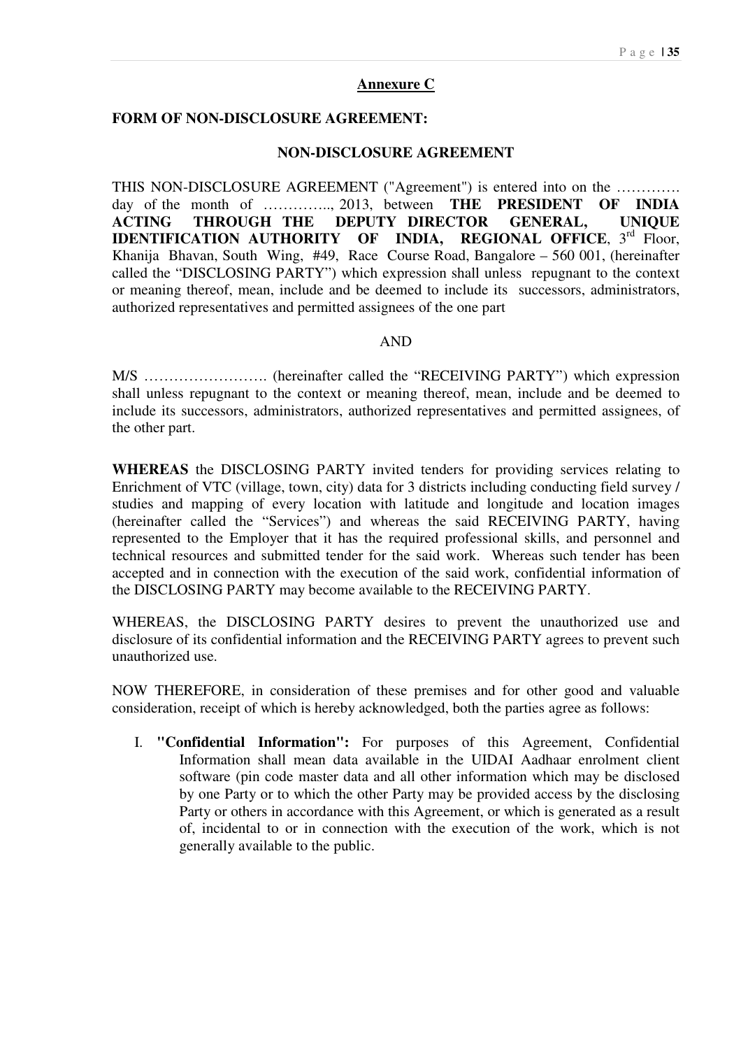## Annexure C

**FORM OF NON-DISCLOSURE AGREEMENT:**

**NON-DISCLOSURE AGREEMENT**

THIS NON-DISCLOSURE AGREEMENT ("Agreement") is entered into on the …………. day of the month of ………….., 2013, between **THE PRESIDENT OF INDIA ACTING THROUGH THE DEPUTY DIRECTOR GENERAL, UNIQUE IDENTIFICATION AUTHORITY OF INDIA, REGIONAL OFFICE**, 3rd Floor, Khanija Bhavan, South Wing, #49, Race Course Road, Bangalore – 560 001, (hereinafter called the "DISCLOSING PARTY") which expression shall unless repugnant to the context or meaning thereof, mean, include and be deemed to include its successors, administrators, authorized representatives and permitted assignees of the one part

AND

M/S ……………………. (hereinafter called the "RECEIVING PARTY") which expression shall unless repugnant to the context or meaning thereof, mean, include and be deemed to include its successors, administrators, authorized representatives and permitted assignees, of the other part.

**WHEREAS** the DISCLOSING PARTY invited tenders for providing services relating to Enrichment of VTC (village, town, city) data for 3 districts including conducting field survey / studies and mapping of every location with latitude and longitude and location images (hereinafter called the "Services") and whereas the said RECEIVING PARTY, having represented to the Employer that it has the required professional skills, and personnel and technical resources and submitted tender for the said work. Whereas such tender has been accepted and in connection with the execution of the said work, confidential information of the DISCLOSING PARTY may become available to the RECEIVING PARTY.

WHEREAS, the DISCLOSING PARTY desires to prevent the unauthorized use and disclosure of its confidential information and the RECEIVING PARTY agrees to prevent such unauthorized use.

NOW THEREFORE, in consideration of these premises and for other good and valuable consideration, receipt of which is hereby acknowledged, both the parties agree as follows:

I. **"Confidential Information":** For purposes of this Agreement, Confidential Information shall mean data available in the UIDAI Aadhaar enrolment client software (pin code master data and all other information which may be disclosed by one Party or to which the other Party may be provided access by the disclosing Party or others in accordance with this Agreement, or which is generated as a result of, incidental to or in connection with the execution of the work, which is not generally available to the public.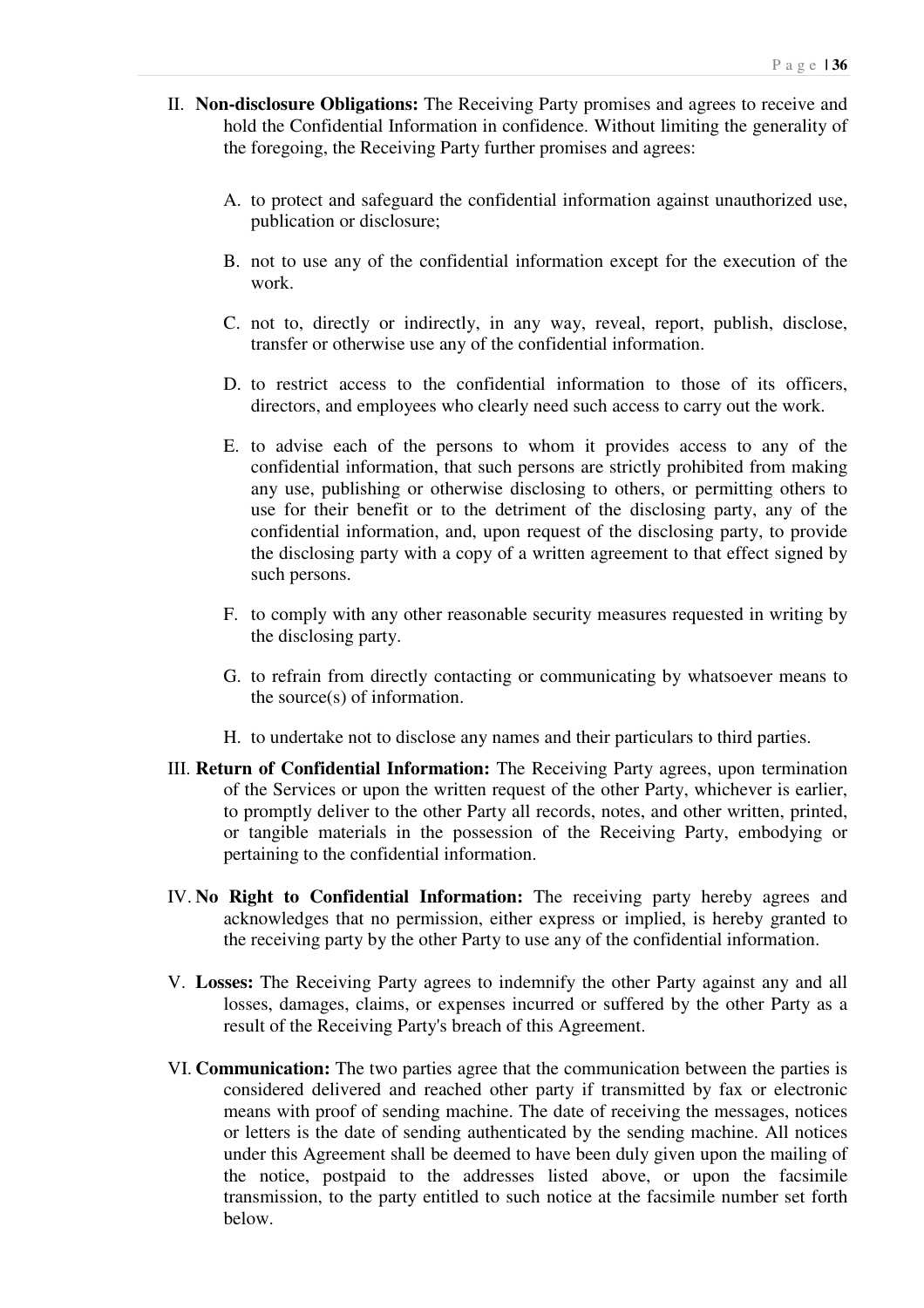II. **Non-disclosure Obligations:** The Receiving Party promises and agrees to receive and hold the Confidential Information in confidence. Without limiting the generality of the foregoing, the Receiving Party further promises and agrees:

   A. to protect and safeguard the confidential information against unauthorized use, publication or disclosure;

   B. not to use any of the confidential information except for the execution of the work.

   C. not to, directly or indirectly, in any way, reveal, report, publish, disclose, transfer or otherwise use any of the confidential information.

   D. to restrict access to the confidential information to those of its officers, directors, and employees who clearly need such access to carry out the work.

   E. to advise each of the persons to whom it provides access to any of the confidential information, that such persons are strictly prohibited from making any use, publishing or otherwise disclosing to others, or permitting others to use for their benefit or to the detriment of the disclosing party, any of the confidential information, and, upon request of the disclosing party, to provide the disclosing party with a copy of a written agreement to that effect signed by such persons.

   F. to comply with any other reasonable security measures requested in writing by the disclosing party.

   G. to refrain from directly contacting or communicating by whatsoever means to the source(s) of information.

   H. to undertake not to disclose any names and their particulars to third parties.

III. **Return of Confidential Information:** The Receiving Party agrees, upon termination of the Services or upon the written request of the other Party, whichever is earlier, to promptly deliver to the other Party all records, notes, and other written, printed, or tangible materials in the possession of the Receiving Party, embodying or pertaining to the confidential information.

IV. **No Right to Confidential Information:** The receiving party hereby agrees and acknowledges that no permission, either express or implied, is hereby granted to the receiving party by the other Party to use any of the confidential information.

V. **Losses:** The Receiving Party agrees to indemnify the other Party against any and all losses, damages, claims, or expenses incurred or suffered by the other Party as a result of the Receiving Party's breach of this Agreement.

VI. **Communication:** The two parties agree that the communication between the parties is considered delivered and reached other party if transmitted by fax or electronic means with proof of sending machine. The date of receiving the messages, notices or letters is the date of sending authenticated by the sending machine. All notices under this Agreement shall be deemed to have been duly given upon the mailing of the notice, postpaid to the addresses listed above, or upon the facsimile transmission, to the party entitled to such notice at the facsimile number set forth below.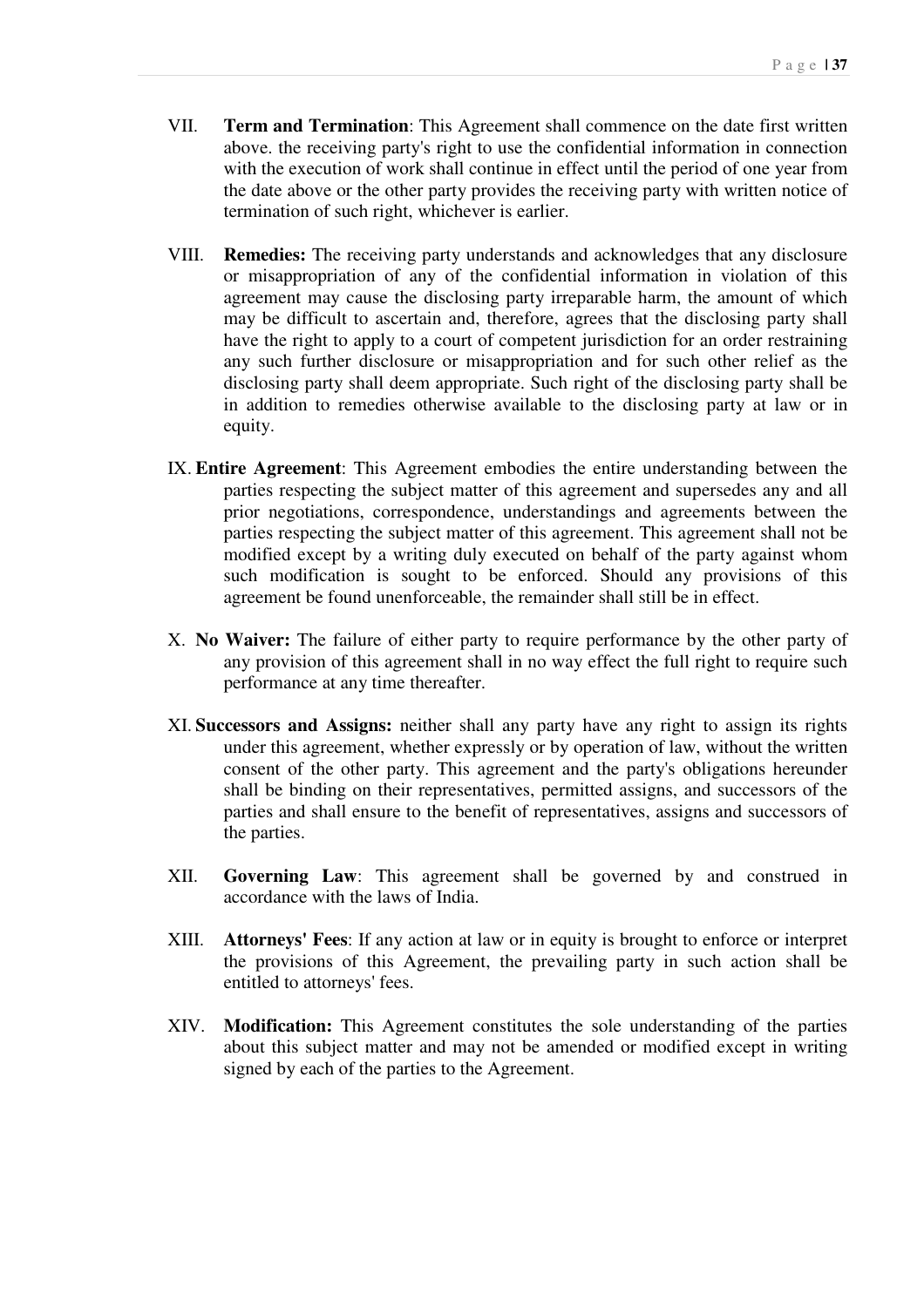VII. **Term and Termination**: This Agreement shall commence on the date first written above. the receiving party's right to use the confidential information in connection with the execution of work shall continue in effect until the period of one year from the date above or the other party provides the receiving party with written notice of termination of such right, whichever is earlier.

VIII. **Remedies:** The receiving party understands and acknowledges that any disclosure or misappropriation of any of the confidential information in violation of this agreement may cause the disclosing party irreparable harm, the amount of which may be difficult to ascertain and, therefore, agrees that the disclosing party shall have the right to apply to a court of competent jurisdiction for an order restraining any such further disclosure or misappropriation and for such other relief as the disclosing party shall deem appropriate. Such right of the disclosing party shall be in addition to remedies otherwise available to the disclosing party at law or in equity.

IX. **Entire Agreement**: This Agreement embodies the entire understanding between the parties respecting the subject matter of this agreement and supersedes any and all prior negotiations, correspondence, understandings and agreements between the parties respecting the subject matter of this agreement. This agreement shall not be modified except by a writing duly executed on behalf of the party against whom such modification is sought to be enforced. Should any provisions of this agreement be found unenforceable, the remainder shall still be in effect.

X. **No Waiver:** The failure of either party to require performance by the other party of any provision of this agreement shall in no way effect the full right to require such performance at any time thereafter.

XI. **Successors and Assigns:** neither shall any party have any right to assign its rights under this agreement, whether expressly or by operation of law, without the written consent of the other party. This agreement and the party's obligations hereunder shall be binding on their representatives, permitted assigns, and successors of the parties and shall ensure to the benefit of representatives, assigns and successors of the parties.

XII. **Governing Law**: This agreement shall be governed by and construed in accordance with the laws of India.

XIII. **Attorneys' Fees**: If any action at law or in equity is brought to enforce or interpret the provisions of this Agreement, the prevailing party in such action shall be entitled to attorneys' fees.

XIV. **Modification:** This Agreement constitutes the sole understanding of the parties about this subject matter and may not be amended or modified except in writing signed by each of the parties to the Agreement.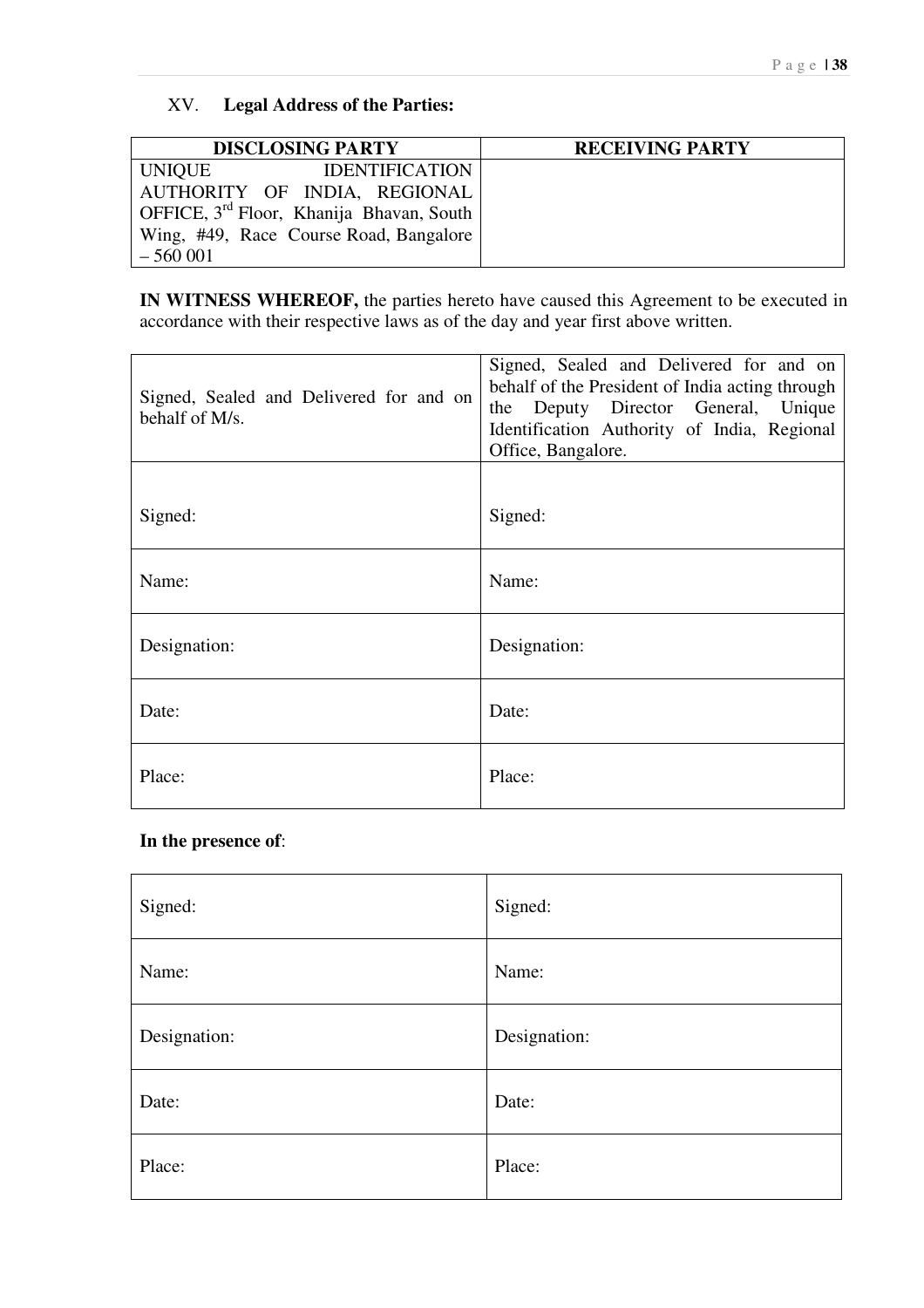## XV. **Legal Address of the Parties:**

| DISCLOSING PARTY | RECEIVING PARTY |
|---|---|
| UNIQUE IDENTIFICATION AUTHORITY OF INDIA, REGIONAL OFFICE, 3rd Floor, Khanija Bhavan, South Wing, #49, Race Course Road, Bangalore – 560 001 | |

**IN WITNESS WHEREOF,** the parties hereto have caused this Agreement to be executed in accordance with their respective laws as of the day and year first above written.

| | |
|---|---|
| Signed, Sealed and Delivered for and on behalf of M/s. | Signed, Sealed and Delivered for and on behalf of the President of India acting through the Deputy Director General, Unique Identification Authority of India, Regional Office, Bangalore. |
| Signed: | Signed: |
| Name: | Name: |
| Designation: | Designation: |
| Date: | Date: |
| Place: | Place: |

**In the presence of**:

| | |
|---|---|
| Signed: | Signed: |
| Name: | Name: |
| Designation: | Designation: |
| Date: | Date: |
| Place: | Place: |